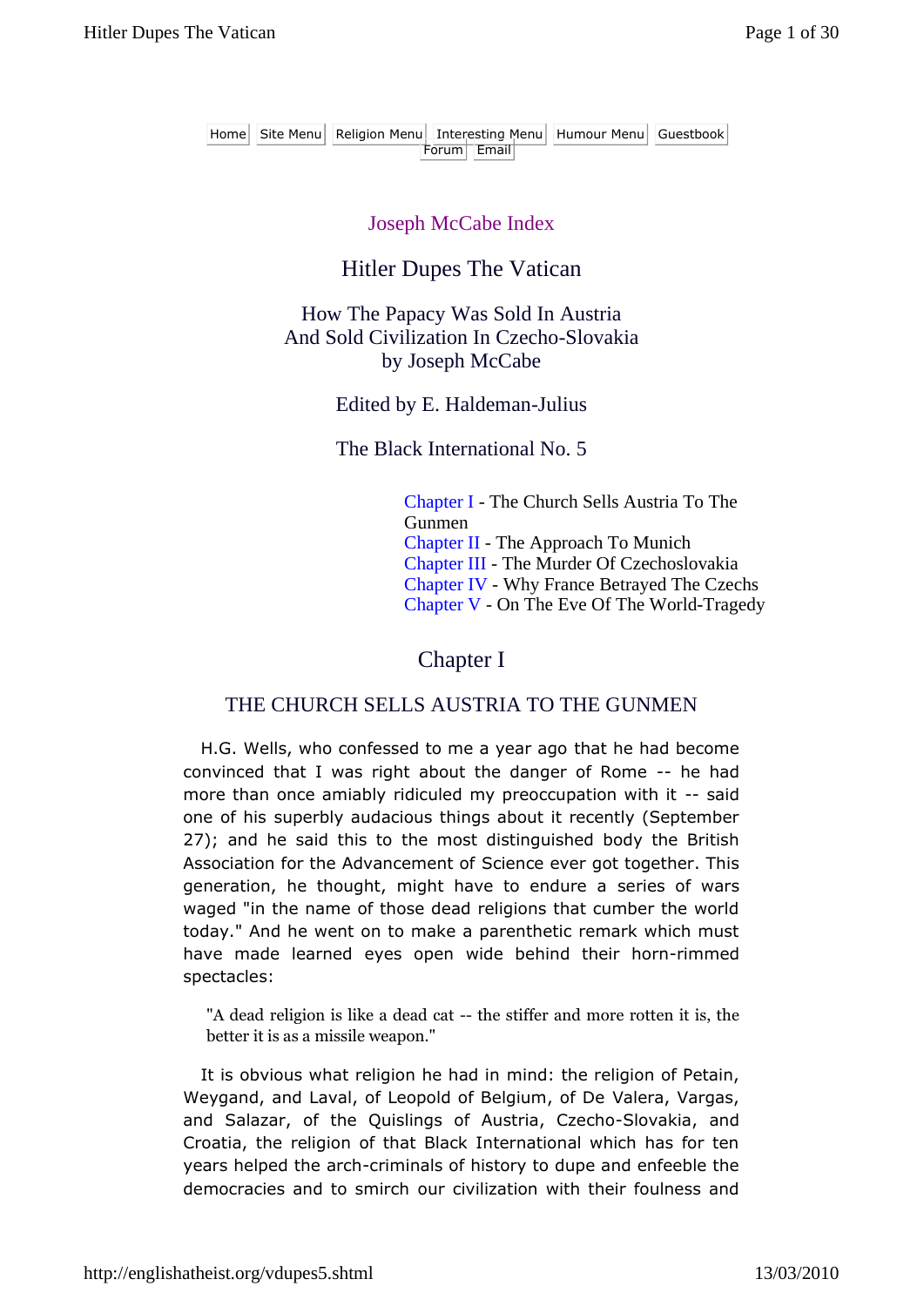Home | Site Menu | Religion Menu | Interesting Menu | Humour Menu | Guestbook | Forum | Email

Joseph McCabe Index

# Hitler Dupes The Vatican

## How The Papacy Was Sold In Austria And Sold Civilization In Czecho-Slovakia
### by Joseph McCabe

Edited by E. Haldeman-Julius

The Black International No. 5

Chapter I - The Church Sells Austria To The Gunmen
Chapter II - The Approach To Munich
Chapter III - The Murder Of Czechoslovakia
Chapter IV - Why France Betrayed The Czechs
Chapter V - On The Eve Of The World-Tragedy

## Chapter I

### THE CHURCH SELLS AUSTRIA TO THE GUNMEN

H.G. Wells, who confessed to me a year ago that he had become convinced that I was right about the danger of Rome -- he had more than once amiably ridiculed my preoccupation with it -- said one of his superbly audacious things about it recently (September 27); and he said this to the most distinguished body the British Association for the Advancement of Science ever got together. This generation, he thought, might have to endure a series of wars waged "in the name of those dead religions that cumber the world today." And he went on to make a parenthetic remark which must have made learned eyes open wide behind their horn-rimmed spectacles:

> "A dead religion is like a dead cat -- the stiffer and more rotten it is, the better it is as a missile weapon."

It is obvious what religion he had in mind: the religion of Petain, Weygand, and Laval, of Leopold of Belgium, of De Valera, Vargas, and Salazar, of the Quislings of Austria, Czecho-Slovakia, and Croatia, the religion of that Black International which has for ten years helped the arch-criminals of history to dupe and enfeeble the democracies and to smirch our civilization with their foulness and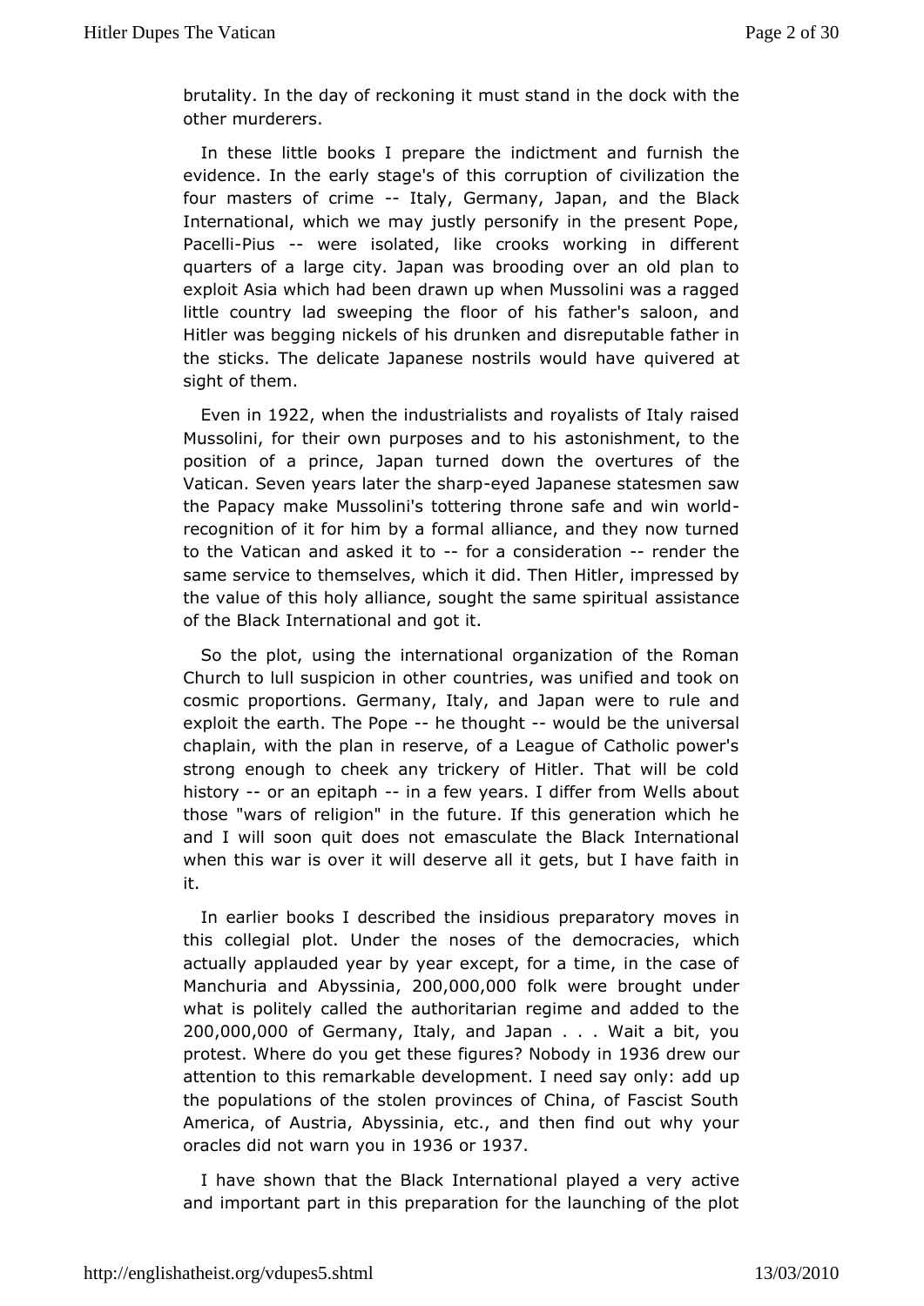brutality. In the day of reckoning it must stand in the dock with the other murderers.

In these little books I prepare the indictment and furnish the evidence. In the early stage's of this corruption of civilization the four masters of crime -- Italy, Germany, Japan, and the Black International, which we may justly personify in the present Pope, Pacelli-Pius -- were isolated, like crooks working in different quarters of a large city. Japan was brooding over an old plan to exploit Asia which had been drawn up when Mussolini was a ragged little country lad sweeping the floor of his father's saloon, and Hitler was begging nickels of his drunken and disreputable father in the sticks. The delicate Japanese nostrils would have quivered at sight of them.

Even in 1922, when the industrialists and royalists of Italy raised Mussolini, for their own purposes and to his astonishment, to the position of a prince, Japan turned down the overtures of the Vatican. Seven years later the sharp-eyed Japanese statesmen saw the Papacy make Mussolini's tottering throne safe and win world-recognition of it for him by a formal alliance, and they now turned to the Vatican and asked it to -- for a consideration -- render the same service to themselves, which it did. Then Hitler, impressed by the value of this holy alliance, sought the same spiritual assistance of the Black International and got it.

So the plot, using the international organization of the Roman Church to lull suspicion in other countries, was unified and took on cosmic proportions. Germany, Italy, and Japan were to rule and exploit the earth. The Pope -- he thought -- would be the universal chaplain, with the plan in reserve, of a League of Catholic power's strong enough to cheek any trickery of Hitler. That will be cold history -- or an epitaph -- in a few years. I differ from Wells about those "wars of religion" in the future. If this generation which he and I will soon quit does not emasculate the Black International when this war is over it will deserve all it gets, but I have faith in it.

In earlier books I described the insidious preparatory moves in this collegial plot. Under the noses of the democracies, which actually applauded year by year except, for a time, in the case of Manchuria and Abyssinia, 200,000,000 folk were brought under what is politely called the authoritarian regime and added to the 200,000,000 of Germany, Italy, and Japan . . . Wait a bit, you protest. Where do you get these figures? Nobody in 1936 drew our attention to this remarkable development. I need say only: add up the populations of the stolen provinces of China, of Fascist South America, of Austria, Abyssinia, etc., and then find out why your oracles did not warn you in 1936 or 1937.

I have shown that the Black International played a very active and important part in this preparation for the launching of the plot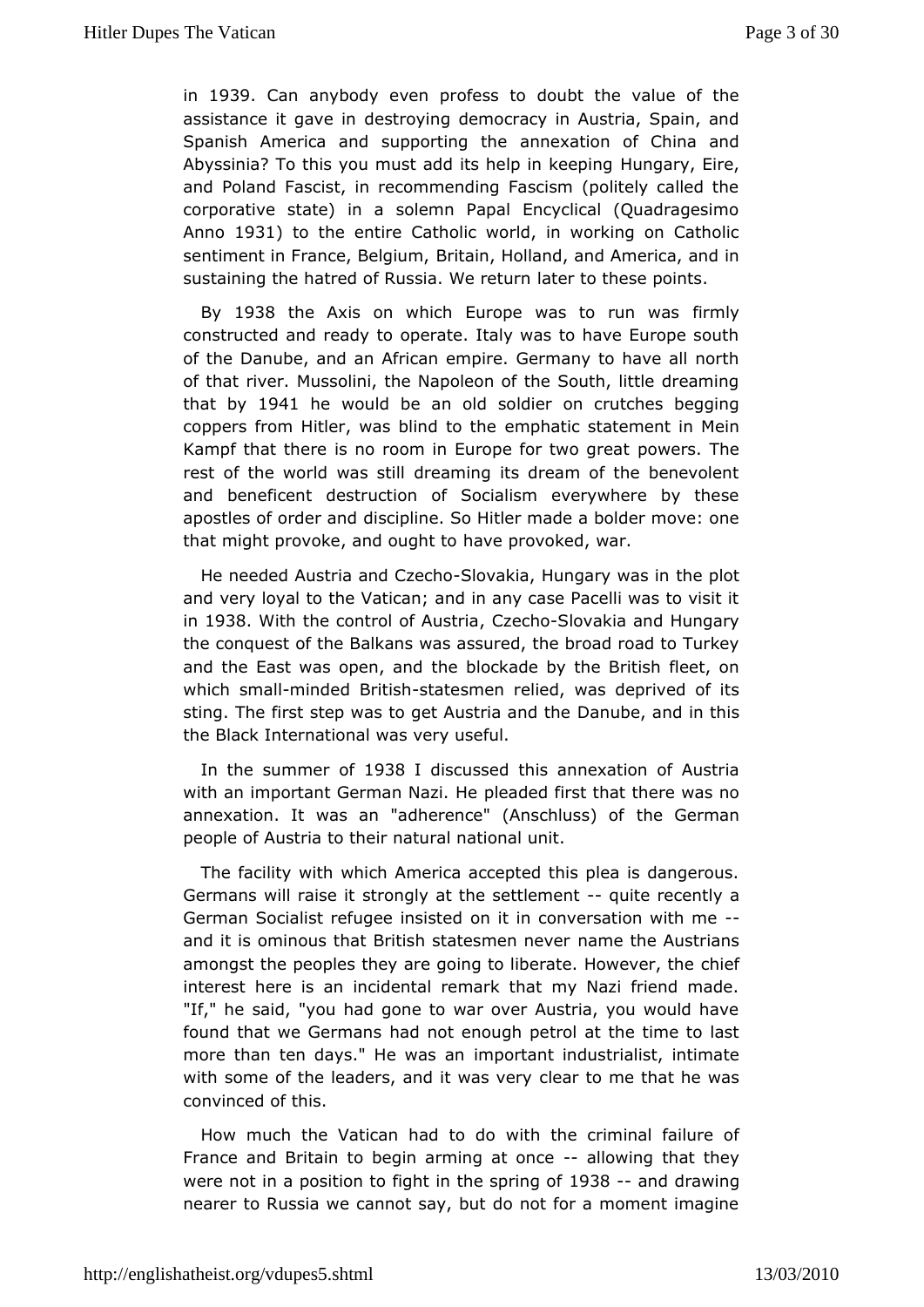in 1939. Can anybody even profess to doubt the value of the assistance it gave in destroying democracy in Austria, Spain, and Spanish America and supporting the annexation of China and Abyssinia? To this you must add its help in keeping Hungary, Eire, and Poland Fascist, in recommending Fascism (politely called the corporative state) in a solemn Papal Encyclical (Quadragesimo Anno 1931) to the entire Catholic world, in working on Catholic sentiment in France, Belgium, Britain, Holland, and America, and in sustaining the hatred of Russia. We return later to these points.

By 1938 the Axis on which Europe was to run was firmly constructed and ready to operate. Italy was to have Europe south of the Danube, and an African empire. Germany to have all north of that river. Mussolini, the Napoleon of the South, little dreaming that by 1941 he would be an old soldier on crutches begging coppers from Hitler, was blind to the emphatic statement in Mein Kampf that there is no room in Europe for two great powers. The rest of the world was still dreaming its dream of the benevolent and beneficent destruction of Socialism everywhere by these apostles of order and discipline. So Hitler made a bolder move: one that might provoke, and ought to have provoked, war.

He needed Austria and Czecho-Slovakia, Hungary was in the plot and very loyal to the Vatican; and in any case Pacelli was to visit it in 1938. With the control of Austria, Czecho-Slovakia and Hungary the conquest of the Balkans was assured, the broad road to Turkey and the East was open, and the blockade by the British fleet, on which small-minded British-statesmen relied, was deprived of its sting. The first step was to get Austria and the Danube, and in this the Black International was very useful.

In the summer of 1938 I discussed this annexation of Austria with an important German Nazi. He pleaded first that there was no annexation. It was an "adherence" (Anschluss) of the German people of Austria to their natural national unit.

The facility with which America accepted this plea is dangerous. Germans will raise it strongly at the settlement -- quite recently a German Socialist refugee insisted on it in conversation with me -- and it is ominous that British statesmen never name the Austrians amongst the peoples they are going to liberate. However, the chief interest here is an incidental remark that my Nazi friend made. "If," he said, "you had gone to war over Austria, you would have found that we Germans had not enough petrol at the time to last more than ten days." He was an important industrialist, intimate with some of the leaders, and it was very clear to me that he was convinced of this.

How much the Vatican had to do with the criminal failure of France and Britain to begin arming at once -- allowing that they were not in a position to fight in the spring of 1938 -- and drawing nearer to Russia we cannot say, but do not for a moment imagine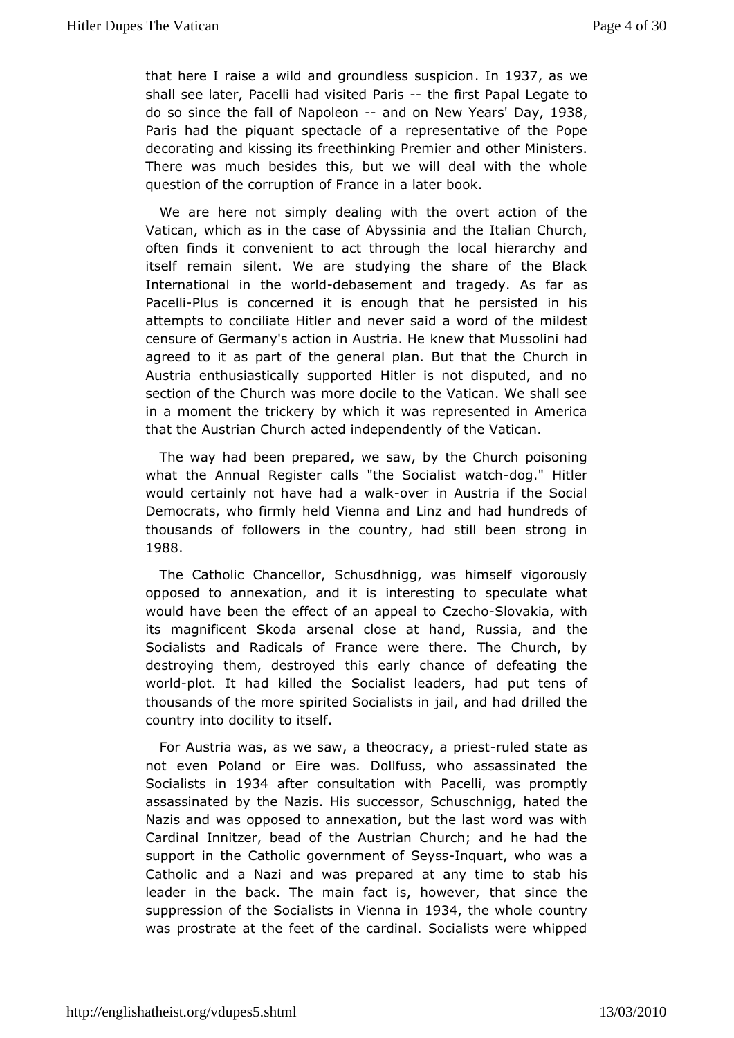that here I raise a wild and groundless suspicion. In 1937, as we shall see later, Pacelli had visited Paris -- the first Papal Legate to do so since the fall of Napoleon -- and on New Years' Day, 1938, Paris had the piquant spectacle of a representative of the Pope decorating and kissing its freethinking Premier and other Ministers. There was much besides this, but we will deal with the whole question of the corruption of France in a later book.

We are here not simply dealing with the overt action of the Vatican, which as in the case of Abyssinia and the Italian Church, often finds it convenient to act through the local hierarchy and itself remain silent. We are studying the share of the Black International in the world-debasement and tragedy. As far as Pacelli-Plus is concerned it is enough that he persisted in his attempts to conciliate Hitler and never said a word of the mildest censure of Germany's action in Austria. He knew that Mussolini had agreed to it as part of the general plan. But that the Church in Austria enthusiastically supported Hitler is not disputed, and no section of the Church was more docile to the Vatican. We shall see in a moment the trickery by which it was represented in America that the Austrian Church acted independently of the Vatican.

The way had been prepared, we saw, by the Church poisoning what the Annual Register calls "the Socialist watch-dog." Hitler would certainly not have had a walk-over in Austria if the Social Democrats, who firmly held Vienna and Linz and had hundreds of thousands of followers in the country, had still been strong in 1988.

The Catholic Chancellor, Schusdhnigg, was himself vigorously opposed to annexation, and it is interesting to speculate what would have been the effect of an appeal to Czecho-Slovakia, with its magnificent Skoda arsenal close at hand, Russia, and the Socialists and Radicals of France were there. The Church, by destroying them, destroyed this early chance of defeating the world-plot. It had killed the Socialist leaders, had put tens of thousands of the more spirited Socialists in jail, and had drilled the country into docility to itself.

For Austria was, as we saw, a theocracy, a priest-ruled state as not even Poland or Eire was. Dollfuss, who assassinated the Socialists in 1934 after consultation with Pacelli, was promptly assassinated by the Nazis. His successor, Schuschnigg, hated the Nazis and was opposed to annexation, but the last word was with Cardinal Innitzer, bead of the Austrian Church; and he had the support in the Catholic government of Seyss-Inquart, who was a Catholic and a Nazi and was prepared at any time to stab his leader in the back. The main fact is, however, that since the suppression of the Socialists in Vienna in 1934, the whole country was prostrate at the feet of the cardinal. Socialists were whipped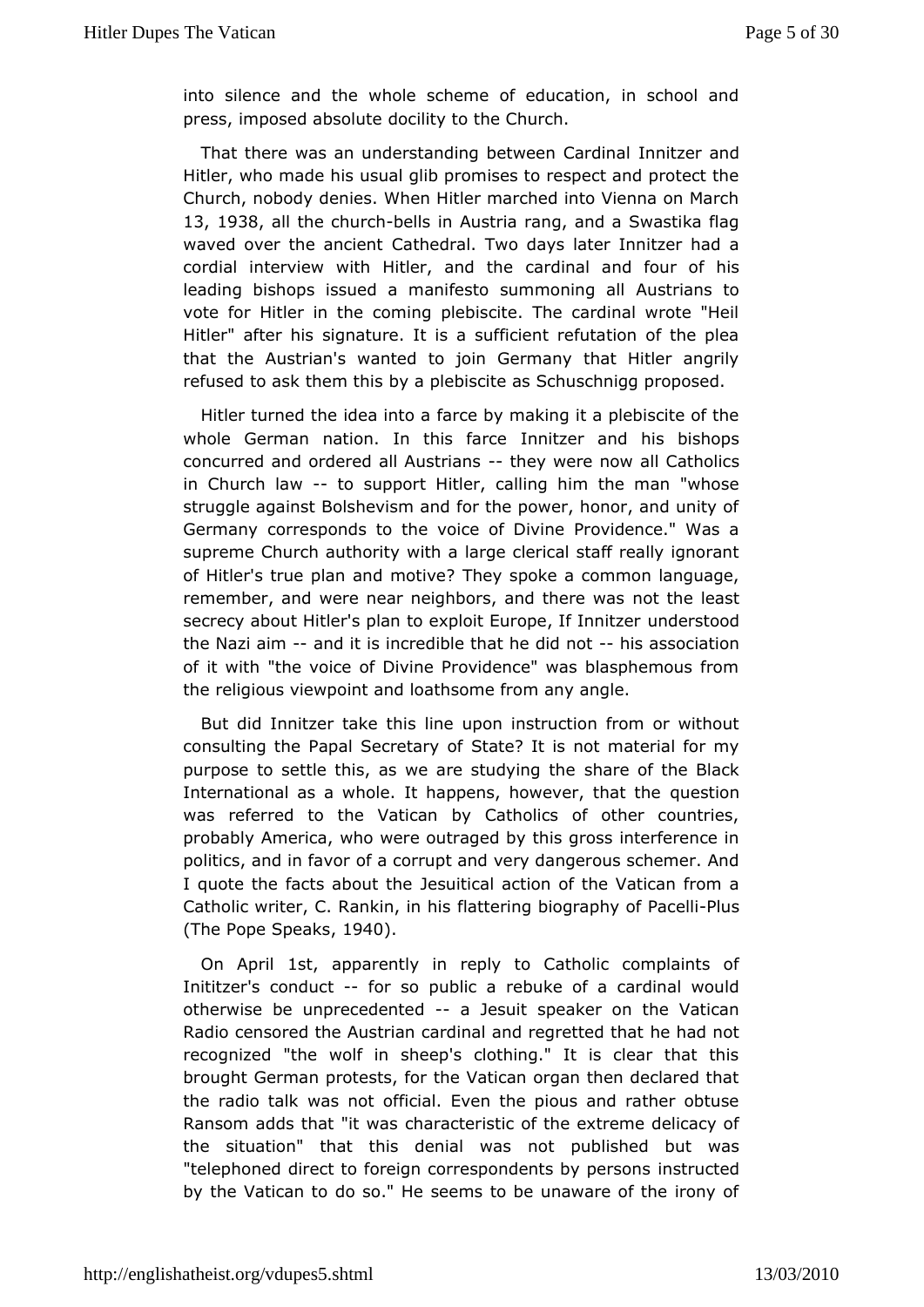into silence and the whole scheme of education, in school and press, imposed absolute docility to the Church.

That there was an understanding between Cardinal Innitzer and Hitler, who made his usual glib promises to respect and protect the Church, nobody denies. When Hitler marched into Vienna on March 13, 1938, all the church-bells in Austria rang, and a Swastika flag waved over the ancient Cathedral. Two days later Innitzer had a cordial interview with Hitler, and the cardinal and four of his leading bishops issued a manifesto summoning all Austrians to vote for Hitler in the coming plebiscite. The cardinal wrote "Heil Hitler" after his signature. It is a sufficient refutation of the plea that the Austrian's wanted to join Germany that Hitler angrily refused to ask them this by a plebiscite as Schuschnigg proposed.

Hitler turned the idea into a farce by making it a plebiscite of the whole German nation. In this farce Innitzer and his bishops concurred and ordered all Austrians -- they were now all Catholics in Church law -- to support Hitler, calling him the man "whose struggle against Bolshevism and for the power, honor, and unity of Germany corresponds to the voice of Divine Providence." Was a supreme Church authority with a large clerical staff really ignorant of Hitler's true plan and motive? They spoke a common language, remember, and were near neighbors, and there was not the least secrecy about Hitler's plan to exploit Europe, If Innitzer understood the Nazi aim -- and it is incredible that he did not -- his association of it with "the voice of Divine Providence" was blasphemous from the religious viewpoint and loathsome from any angle.

But did Innitzer take this line upon instruction from or without consulting the Papal Secretary of State? It is not material for my purpose to settle this, as we are studying the share of the Black International as a whole. It happens, however, that the question was referred to the Vatican by Catholics of other countries, probably America, who were outraged by this gross interference in politics, and in favor of a corrupt and very dangerous schemer. And I quote the facts about the Jesuitical action of the Vatican from a Catholic writer, C. Rankin, in his flattering biography of Pacelli-Plus (The Pope Speaks, 1940).

On April 1st, apparently in reply to Catholic complaints of Inititzer's conduct -- for so public a rebuke of a cardinal would otherwise be unprecedented -- a Jesuit speaker on the Vatican Radio censored the Austrian cardinal and regretted that he had not recognized "the wolf in sheep's clothing." It is clear that this brought German protests, for the Vatican organ then declared that the radio talk was not official. Even the pious and rather obtuse Ransom adds that "it was characteristic of the extreme delicacy of the situation" that this denial was not published but was "telephoned direct to foreign correspondents by persons instructed by the Vatican to do so." He seems to be unaware of the irony of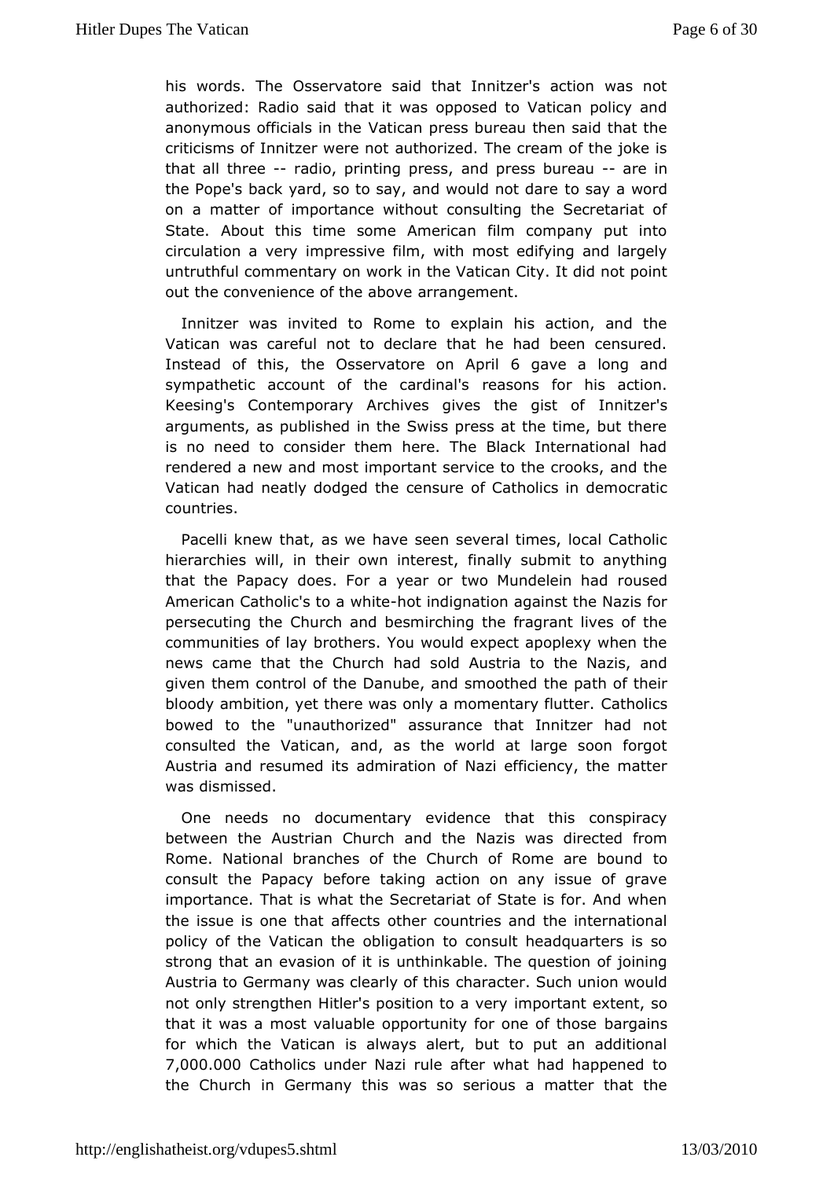his words. The Osservatore said that Innitzer's action was not authorized: Radio said that it was opposed to Vatican policy and anonymous officials in the Vatican press bureau then said that the criticisms of Innitzer were not authorized. The cream of the joke is that all three -- radio, printing press, and press bureau -- are in the Pope's back yard, so to say, and would not dare to say a word on a matter of importance without consulting the Secretariat of State. About this time some American film company put into circulation a very impressive film, with most edifying and largely untruthful commentary on work in the Vatican City. It did not point out the convenience of the above arrangement.

Innitzer was invited to Rome to explain his action, and the Vatican was careful not to declare that he had been censured. Instead of this, the Osservatore on April 6 gave a long and sympathetic account of the cardinal's reasons for his action. Keesing's Contemporary Archives gives the gist of Innitzer's arguments, as published in the Swiss press at the time, but there is no need to consider them here. The Black International had rendered a new and most important service to the crooks, and the Vatican had neatly dodged the censure of Catholics in democratic countries.

Pacelli knew that, as we have seen several times, local Catholic hierarchies will, in their own interest, finally submit to anything that the Papacy does. For a year or two Mundelein had roused American Catholic's to a white-hot indignation against the Nazis for persecuting the Church and besmirching the fragrant lives of the communities of lay brothers. You would expect apoplexy when the news came that the Church had sold Austria to the Nazis, and given them control of the Danube, and smoothed the path of their bloody ambition, yet there was only a momentary flutter. Catholics bowed to the "unauthorized" assurance that Innitzer had not consulted the Vatican, and, as the world at large soon forgot Austria and resumed its admiration of Nazi efficiency, the matter was dismissed.

One needs no documentary evidence that this conspiracy between the Austrian Church and the Nazis was directed from Rome. National branches of the Church of Rome are bound to consult the Papacy before taking action on any issue of grave importance. That is what the Secretariat of State is for. And when the issue is one that affects other countries and the international policy of the Vatican the obligation to consult headquarters is so strong that an evasion of it is unthinkable. The question of joining Austria to Germany was clearly of this character. Such union would not only strengthen Hitler's position to a very important extent, so that it was a most valuable opportunity for one of those bargains for which the Vatican is always alert, but to put an additional 7,000.000 Catholics under Nazi rule after what had happened to the Church in Germany this was so serious a matter that the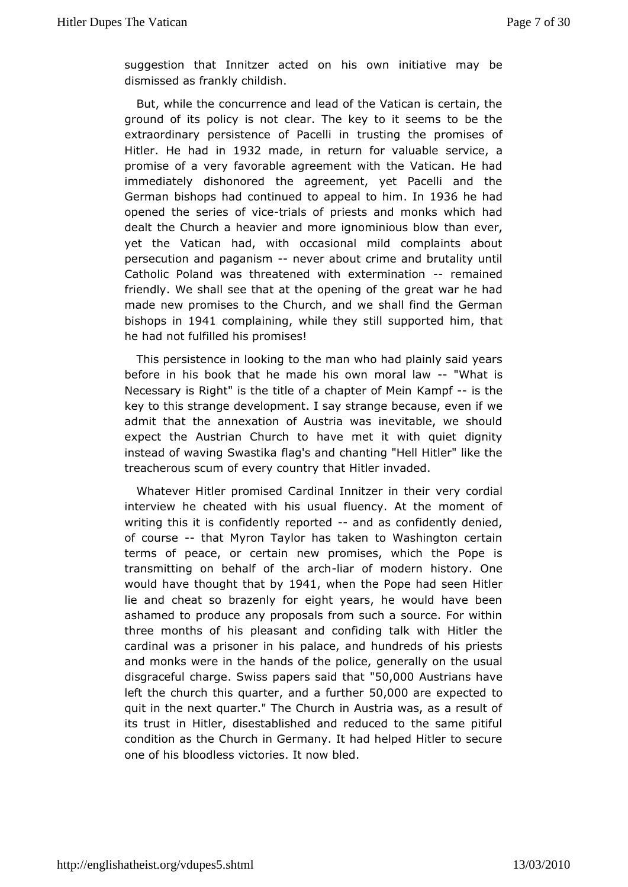suggestion that Innitzer acted on his own initiative may be dismissed as frankly childish.

But, while the concurrence and lead of the Vatican is certain, the ground of its policy is not clear. The key to it seems to be the extraordinary persistence of Pacelli in trusting the promises of Hitler. He had in 1932 made, in return for valuable service, a promise of a very favorable agreement with the Vatican. He had immediately dishonored the agreement, yet Pacelli and the German bishops had continued to appeal to him. In 1936 he had opened the series of vice-trials of priests and monks which had dealt the Church a heavier and more ignominious blow than ever, yet the Vatican had, with occasional mild complaints about persecution and paganism -- never about crime and brutality until Catholic Poland was threatened with extermination -- remained friendly. We shall see that at the opening of the great war he had made new promises to the Church, and we shall find the German bishops in 1941 complaining, while they still supported him, that he had not fulfilled his promises!

This persistence in looking to the man who had plainly said years before in his book that he made his own moral law -- "What is Necessary is Right" is the title of a chapter of Mein Kampf -- is the key to this strange development. I say strange because, even if we admit that the annexation of Austria was inevitable, we should expect the Austrian Church to have met it with quiet dignity instead of waving Swastika flag's and chanting "Hell Hitler" like the treacherous scum of every country that Hitler invaded.

Whatever Hitler promised Cardinal Innitzer in their very cordial interview he cheated with his usual fluency. At the moment of writing this it is confidently reported -- and as confidently denied, of course -- that Myron Taylor has taken to Washington certain terms of peace, or certain new promises, which the Pope is transmitting on behalf of the arch-liar of modern history. One would have thought that by 1941, when the Pope had seen Hitler lie and cheat so brazenly for eight years, he would have been ashamed to produce any proposals from such a source. For within three months of his pleasant and confiding talk with Hitler the cardinal was a prisoner in his palace, and hundreds of his priests and monks were in the hands of the police, generally on the usual disgraceful charge. Swiss papers said that "50,000 Austrians have left the church this quarter, and a further 50,000 are expected to quit in the next quarter." The Church in Austria was, as a result of its trust in Hitler, disestablished and reduced to the same pitiful condition as the Church in Germany. It had helped Hitler to secure one of his bloodless victories. It now bled.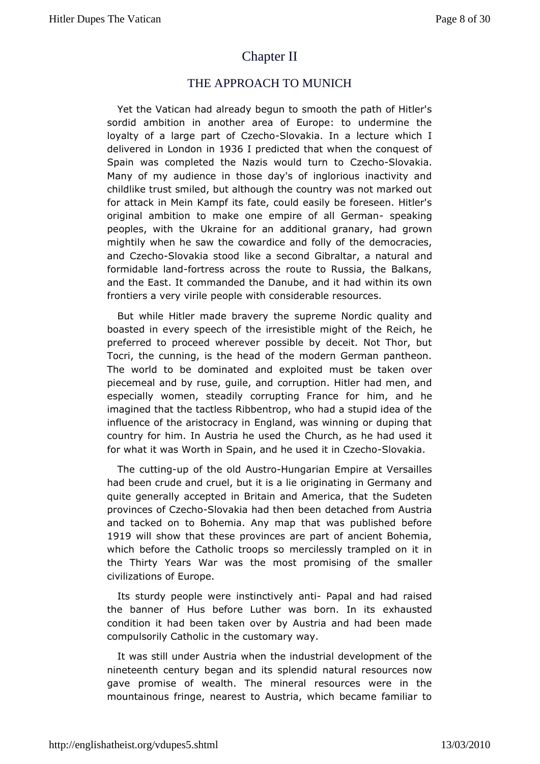# Chapter II

## THE APPROACH TO MUNICH

Yet the Vatican had already begun to smooth the path of Hitler's sordid ambition in another area of Europe: to undermine the loyalty of a large part of Czecho-Slovakia. In a lecture which I delivered in London in 1936 I predicted that when the conquest of Spain was completed the Nazis would turn to Czecho-Slovakia. Many of my audience in those day's of inglorious inactivity and childlike trust smiled, but although the country was not marked out for attack in Mein Kampf its fate, could easily be foreseen. Hitler's original ambition to make one empire of all German- speaking peoples, with the Ukraine for an additional granary, had grown mightily when he saw the cowardice and folly of the democracies, and Czecho-Slovakia stood like a second Gibraltar, a natural and formidable land-fortress across the route to Russia, the Balkans, and the East. It commanded the Danube, and it had within its own frontiers a very virile people with considerable resources.

But while Hitler made bravery the supreme Nordic quality and boasted in every speech of the irresistible might of the Reich, he preferred to proceed wherever possible by deceit. Not Thor, but Tocri, the cunning, is the head of the modern German pantheon. The world to be dominated and exploited must be taken over piecemeal and by ruse, guile, and corruption. Hitler had men, and especially women, steadily corrupting France for him, and he imagined that the tactless Ribbentrop, who had a stupid idea of the influence of the aristocracy in England, was winning or duping that country for him. In Austria he used the Church, as he had used it for what it was Worth in Spain, and he used it in Czecho-Slovakia.

The cutting-up of the old Austro-Hungarian Empire at Versailles had been crude and cruel, but it is a lie originating in Germany and quite generally accepted in Britain and America, that the Sudeten provinces of Czecho-Slovakia had then been detached from Austria and tacked on to Bohemia. Any map that was published before 1919 will show that these provinces are part of ancient Bohemia, which before the Catholic troops so mercilessly trampled on it in the Thirty Years War was the most promising of the smaller civilizations of Europe.

Its sturdy people were instinctively anti- Papal and had raised the banner of Hus before Luther was born. In its exhausted condition it had been taken over by Austria and had been made compulsorily Catholic in the customary way.

It was still under Austria when the industrial development of the nineteenth century began and its splendid natural resources now gave promise of wealth. The mineral resources were in the mountainous fringe, nearest to Austria, which became familiar to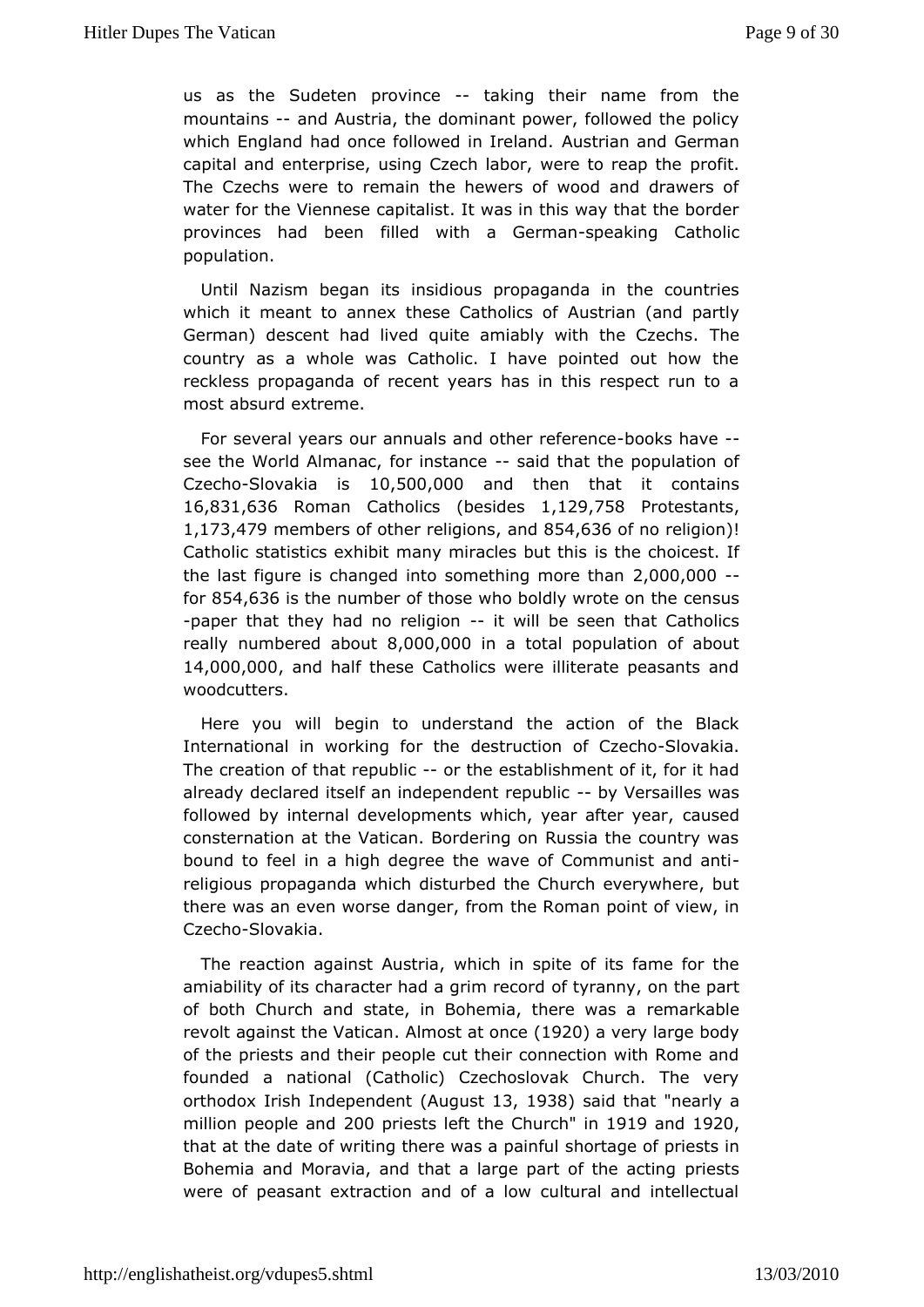us as the Sudeten province -- taking their name from the mountains -- and Austria, the dominant power, followed the policy which England had once followed in Ireland. Austrian and German capital and enterprise, using Czech labor, were to reap the profit. The Czechs were to remain the hewers of wood and drawers of water for the Viennese capitalist. It was in this way that the border provinces had been filled with a German-speaking Catholic population.

Until Nazism began its insidious propaganda in the countries which it meant to annex these Catholics of Austrian (and partly German) descent had lived quite amiably with the Czechs. The country as a whole was Catholic. I have pointed out how the reckless propaganda of recent years has in this respect run to a most absurd extreme.

For several years our annuals and other reference-books have -- see the World Almanac, for instance -- said that the population of Czecho-Slovakia is 10,500,000 and then that it contains 16,831,636 Roman Catholics (besides 1,129,758 Protestants, 1,173,479 members of other religions, and 854,636 of no religion)! Catholic statistics exhibit many miracles but this is the choicest. If the last figure is changed into something more than 2,000,000 -- for 854,636 is the number of those who boldly wrote on the census-paper that they had no religion -- it will be seen that Catholics really numbered about 8,000,000 in a total population of about 14,000,000, and half these Catholics were illiterate peasants and woodcutters.

Here you will begin to understand the action of the Black International in working for the destruction of Czecho-Slovakia. The creation of that republic -- or the establishment of it, for it had already declared itself an independent republic -- by Versailles was followed by internal developments which, year after year, caused consternation at the Vatican. Bordering on Russia the country was bound to feel in a high degree the wave of Communist and anti-religious propaganda which disturbed the Church everywhere, but there was an even worse danger, from the Roman point of view, in Czecho-Slovakia.

The reaction against Austria, which in spite of its fame for the amiability of its character had a grim record of tyranny, on the part of both Church and state, in Bohemia, there was a remarkable revolt against the Vatican. Almost at once (1920) a very large body of the priests and their people cut their connection with Rome and founded a national (Catholic) Czechoslovak Church. The very orthodox Irish Independent (August 13, 1938) said that "nearly a million people and 200 priests left the Church" in 1919 and 1920, that at the date of writing there was a painful shortage of priests in Bohemia and Moravia, and that a large part of the acting priests were of peasant extraction and of a low cultural and intellectual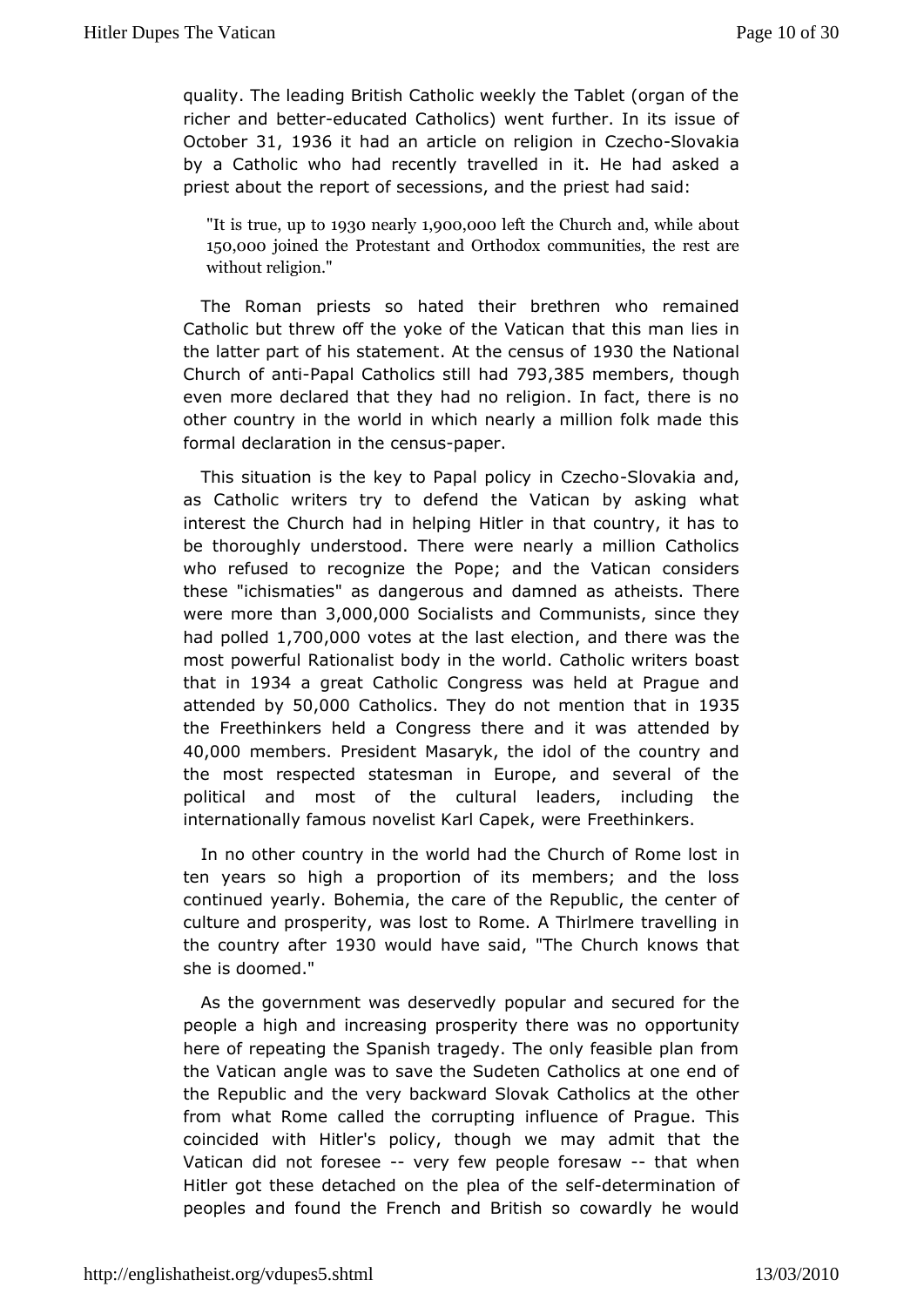quality. The leading British Catholic weekly the Tablet (organ of the richer and better-educated Catholics) went further. In its issue of October 31, 1936 it had an article on religion in Czecho-Slovakia by a Catholic who had recently travelled in it. He had asked a priest about the report of secessions, and the priest had said:

> "It is true, up to 1930 nearly 1,900,000 left the Church and, while about 150,000 joined the Protestant and Orthodox communities, the rest are without religion."

The Roman priests so hated their brethren who remained Catholic but threw off the yoke of the Vatican that this man lies in the latter part of his statement. At the census of 1930 the National Church of anti-Papal Catholics still had 793,385 members, though even more declared that they had no religion. In fact, there is no other country in the world in which nearly a million folk made this formal declaration in the census-paper.

This situation is the key to Papal policy in Czecho-Slovakia and, as Catholic writers try to defend the Vatican by asking what interest the Church had in helping Hitler in that country, it has to be thoroughly understood. There were nearly a million Catholics who refused to recognize the Pope; and the Vatican considers these "ichismaties" as dangerous and damned as atheists. There were more than 3,000,000 Socialists and Communists, since they had polled 1,700,000 votes at the last election, and there was the most powerful Rationalist body in the world. Catholic writers boast that in 1934 a great Catholic Congress was held at Prague and attended by 50,000 Catholics. They do not mention that in 1935 the Freethinkers held a Congress there and it was attended by 40,000 members. President Masaryk, the idol of the country and the most respected statesman in Europe, and several of the political and most of the cultural leaders, including the internationally famous novelist Karl Capek, were Freethinkers.

In no other country in the world had the Church of Rome lost in ten years so high a proportion of its members; and the loss continued yearly. Bohemia, the care of the Republic, the center of culture and prosperity, was lost to Rome. A Thirlmere travelling in the country after 1930 would have said, "The Church knows that she is doomed."

As the government was deservedly popular and secured for the people a high and increasing prosperity there was no opportunity here of repeating the Spanish tragedy. The only feasible plan from the Vatican angle was to save the Sudeten Catholics at one end of the Republic and the very backward Slovak Catholics at the other from what Rome called the corrupting influence of Prague. This coincided with Hitler's policy, though we may admit that the Vatican did not foresee -- very few people foresaw -- that when Hitler got these detached on the plea of the self-determination of peoples and found the French and British so cowardly he would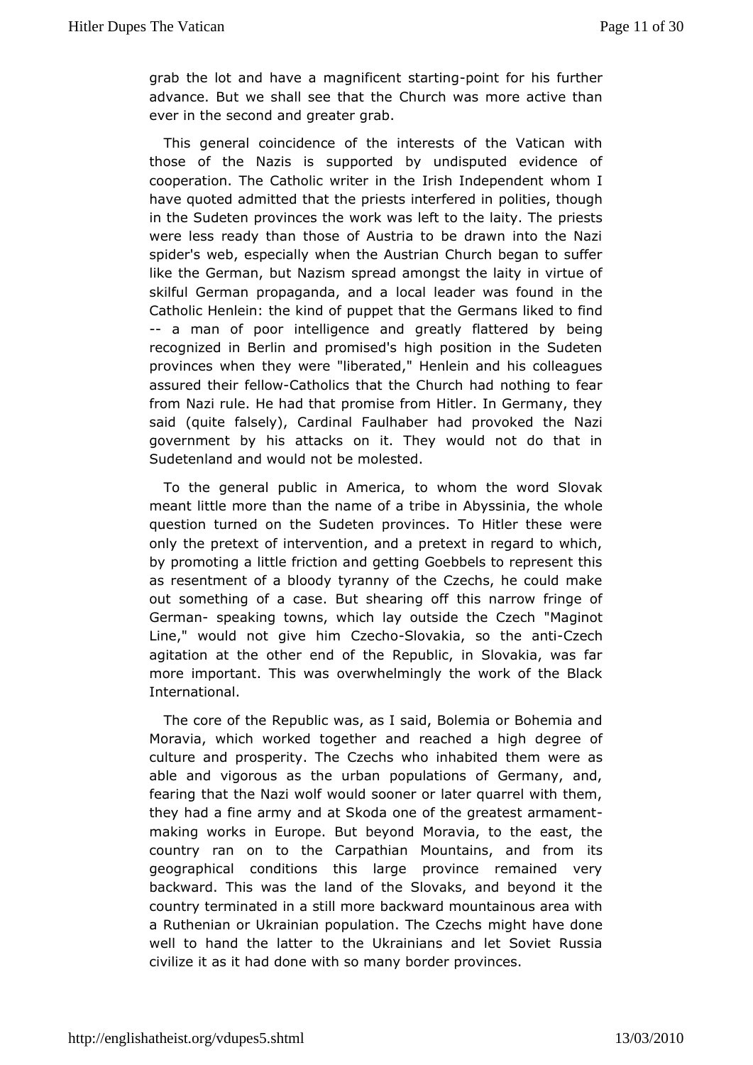grab the lot and have a magnificent starting-point for his further advance. But we shall see that the Church was more active than ever in the second and greater grab.

This general coincidence of the interests of the Vatican with those of the Nazis is supported by undisputed evidence of cooperation. The Catholic writer in the Irish Independent whom I have quoted admitted that the priests interfered in polities, though in the Sudeten provinces the work was left to the laity. The priests were less ready than those of Austria to be drawn into the Nazi spider's web, especially when the Austrian Church began to suffer like the German, but Nazism spread amongst the laity in virtue of skilful German propaganda, and a local leader was found in the Catholic Henlein: the kind of puppet that the Germans liked to find -- a man of poor intelligence and greatly flattered by being recognized in Berlin and promised's high position in the Sudeten provinces when they were "liberated," Henlein and his colleagues assured their fellow-Catholics that the Church had nothing to fear from Nazi rule. He had that promise from Hitler. In Germany, they said (quite falsely), Cardinal Faulhaber had provoked the Nazi government by his attacks on it. They would not do that in Sudetenland and would not be molested.

To the general public in America, to whom the word Slovak meant little more than the name of a tribe in Abyssinia, the whole question turned on the Sudeten provinces. To Hitler these were only the pretext of intervention, and a pretext in regard to which, by promoting a little friction and getting Goebbels to represent this as resentment of a bloody tyranny of the Czechs, he could make out something of a case. But shearing off this narrow fringe of German- speaking towns, which lay outside the Czech "Maginot Line," would not give him Czecho-Slovakia, so the anti-Czech agitation at the other end of the Republic, in Slovakia, was far more important. This was overwhelmingly the work of the Black International.

The core of the Republic was, as I said, Bolemia or Bohemia and Moravia, which worked together and reached a high degree of culture and prosperity. The Czechs who inhabited them were as able and vigorous as the urban populations of Germany, and, fearing that the Nazi wolf would sooner or later quarrel with them, they had a fine army and at Skoda one of the greatest armament-making works in Europe. But beyond Moravia, to the east, the country ran on to the Carpathian Mountains, and from its geographical conditions this large province remained very backward. This was the land of the Slovaks, and beyond it the country terminated in a still more backward mountainous area with a Ruthenian or Ukrainian population. The Czechs might have done well to hand the latter to the Ukrainians and let Soviet Russia civilize it as it had done with so many border provinces.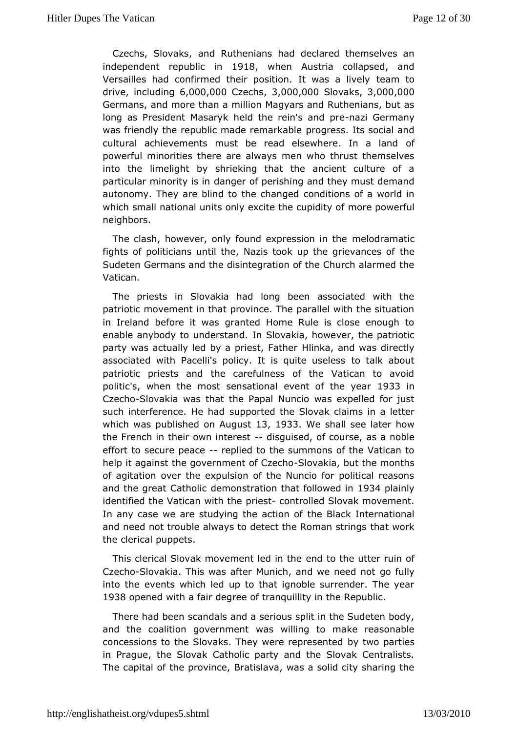Czechs, Slovaks, and Ruthenians had declared themselves an independent republic in 1918, when Austria collapsed, and Versailles had confirmed their position. It was a lively team to drive, including 6,000,000 Czechs, 3,000,000 Slovaks, 3,000,000 Germans, and more than a million Magyars and Ruthenians, but as long as President Masaryk held the rein's and pre-nazi Germany was friendly the republic made remarkable progress. Its social and cultural achievements must be read elsewhere. In a land of powerful minorities there are always men who thrust themselves into the limelight by shrieking that the ancient culture of a particular minority is in danger of perishing and they must demand autonomy. They are blind to the changed conditions of a world in which small national units only excite the cupidity of more powerful neighbors.

The clash, however, only found expression in the melodramatic fights of politicians until the, Nazis took up the grievances of the Sudeten Germans and the disintegration of the Church alarmed the Vatican.

The priests in Slovakia had long been associated with the patriotic movement in that province. The parallel with the situation in Ireland before it was granted Home Rule is close enough to enable anybody to understand. In Slovakia, however, the patriotic party was actually led by a priest, Father Hlinka, and was directly associated with Pacelli's policy. It is quite useless to talk about patriotic priests and the carefulness of the Vatican to avoid politic's, when the most sensational event of the year 1933 in Czecho-Slovakia was that the Papal Nuncio was expelled for just such interference. He had supported the Slovak claims in a letter which was published on August 13, 1933. We shall see later how the French in their own interest -- disguised, of course, as a noble effort to secure peace -- replied to the summons of the Vatican to help it against the government of Czecho-Slovakia, but the months of agitation over the expulsion of the Nuncio for political reasons and the great Catholic demonstration that followed in 1934 plainly identified the Vatican with the priest- controlled Slovak movement. In any case we are studying the action of the Black International and need not trouble always to detect the Roman strings that work the clerical puppets.

This clerical Slovak movement led in the end to the utter ruin of Czecho-Slovakia. This was after Munich, and we need not go fully into the events which led up to that ignoble surrender. The year 1938 opened with a fair degree of tranquillity in the Republic.

There had been scandals and a serious split in the Sudeten body, and the coalition government was willing to make reasonable concessions to the Slovaks. They were represented by two parties in Prague, the Slovak Catholic party and the Slovak Centralists. The capital of the province, Bratislava, was a solid city sharing the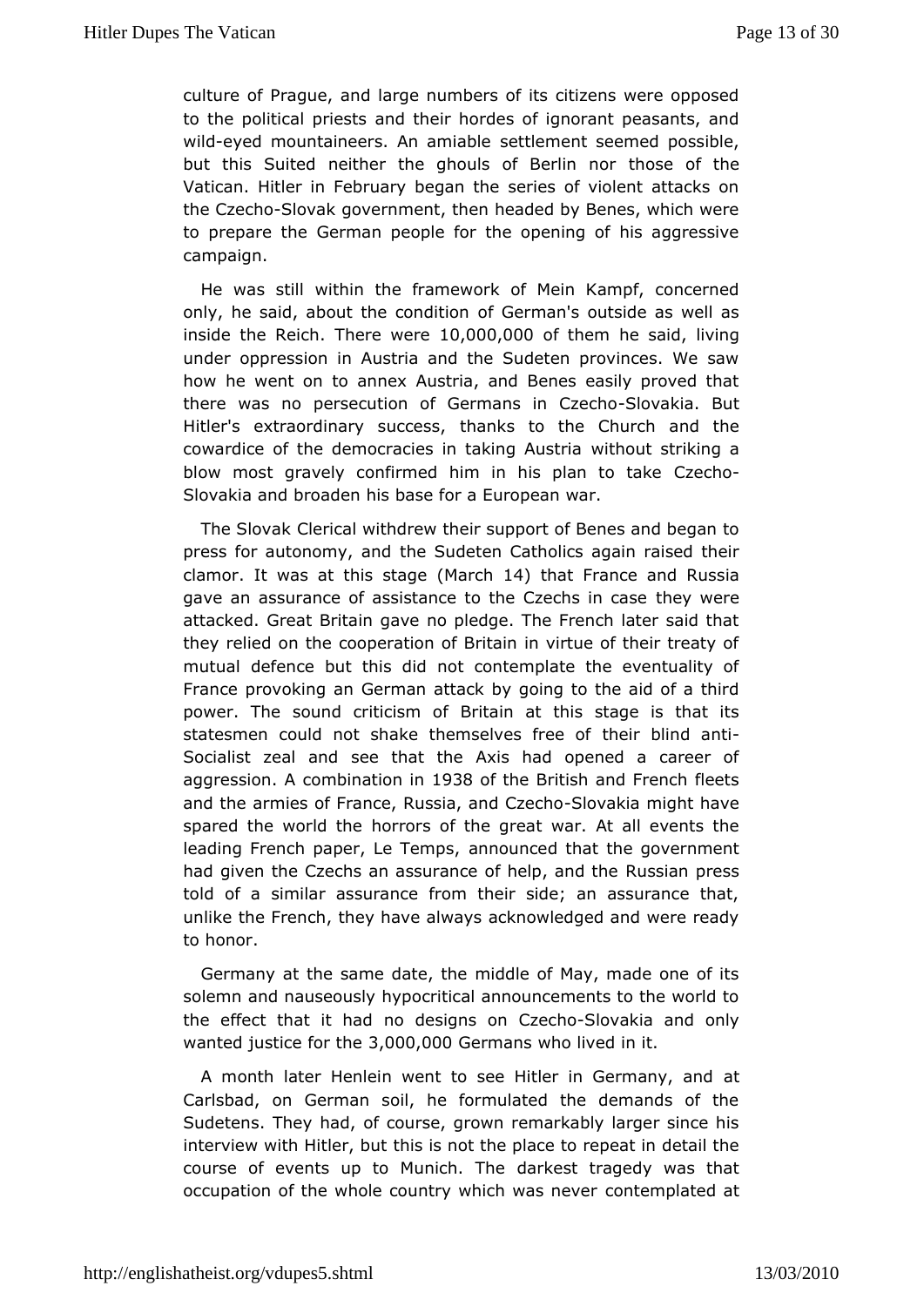culture of Prague, and large numbers of its citizens were opposed to the political priests and their hordes of ignorant peasants, and wild-eyed mountaineers. An amiable settlement seemed possible, but this Suited neither the ghouls of Berlin nor those of the Vatican. Hitler in February began the series of violent attacks on the Czecho-Slovak government, then headed by Benes, which were to prepare the German people for the opening of his aggressive campaign.

He was still within the framework of Mein Kampf, concerned only, he said, about the condition of German's outside as well as inside the Reich. There were 10,000,000 of them he said, living under oppression in Austria and the Sudeten provinces. We saw how he went on to annex Austria, and Benes easily proved that there was no persecution of Germans in Czecho-Slovakia. But Hitler's extraordinary success, thanks to the Church and the cowardice of the democracies in taking Austria without striking a blow most gravely confirmed him in his plan to take Czecho-Slovakia and broaden his base for a European war.

The Slovak Clerical withdrew their support of Benes and began to press for autonomy, and the Sudeten Catholics again raised their clamor. It was at this stage (March 14) that France and Russia gave an assurance of assistance to the Czechs in case they were attacked. Great Britain gave no pledge. The French later said that they relied on the cooperation of Britain in virtue of their treaty of mutual defence but this did not contemplate the eventuality of France provoking an German attack by going to the aid of a third power. The sound criticism of Britain at this stage is that its statesmen could not shake themselves free of their blind anti-Socialist zeal and see that the Axis had opened a career of aggression. A combination in 1938 of the British and French fleets and the armies of France, Russia, and Czecho-Slovakia might have spared the world the horrors of the great war. At all events the leading French paper, Le Temps, announced that the government had given the Czechs an assurance of help, and the Russian press told of a similar assurance from their side; an assurance that, unlike the French, they have always acknowledged and were ready to honor.

Germany at the same date, the middle of May, made one of its solemn and nauseously hypocritical announcements to the world to the effect that it had no designs on Czecho-Slovakia and only wanted justice for the 3,000,000 Germans who lived in it.

A month later Henlein went to see Hitler in Germany, and at Carlsbad, on German soil, he formulated the demands of the Sudetens. They had, of course, grown remarkably larger since his interview with Hitler, but this is not the place to repeat in detail the course of events up to Munich. The darkest tragedy was that occupation of the whole country which was never contemplated at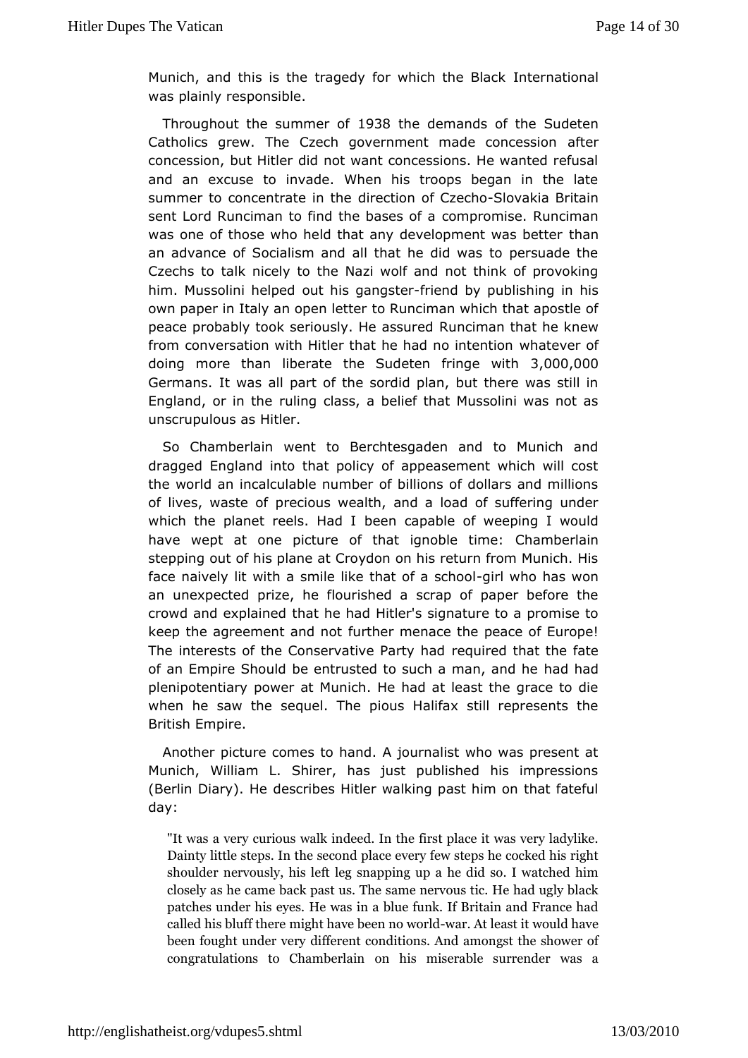Munich, and this is the tragedy for which the Black International was plainly responsible.

Throughout the summer of 1938 the demands of the Sudeten Catholics grew. The Czech government made concession after concession, but Hitler did not want concessions. He wanted refusal and an excuse to invade. When his troops began in the late summer to concentrate in the direction of Czecho-Slovakia Britain sent Lord Runciman to find the bases of a compromise. Runciman was one of those who held that any development was better than an advance of Socialism and all that he did was to persuade the Czechs to talk nicely to the Nazi wolf and not think of provoking him. Mussolini helped out his gangster-friend by publishing in his own paper in Italy an open letter to Runciman which that apostle of peace probably took seriously. He assured Runciman that he knew from conversation with Hitler that he had no intention whatever of doing more than liberate the Sudeten fringe with 3,000,000 Germans. It was all part of the sordid plan, but there was still in England, or in the ruling class, a belief that Mussolini was not as unscrupulous as Hitler.

So Chamberlain went to Berchtesgaden and to Munich and dragged England into that policy of appeasement which will cost the world an incalculable number of billions of dollars and millions of lives, waste of precious wealth, and a load of suffering under which the planet reels. Had I been capable of weeping I would have wept at one picture of that ignoble time: Chamberlain stepping out of his plane at Croydon on his return from Munich. His face naively lit with a smile like that of a school-girl who has won an unexpected prize, he flourished a scrap of paper before the crowd and explained that he had Hitler's signature to a promise to keep the agreement and not further menace the peace of Europe! The interests of the Conservative Party had required that the fate of an Empire Should be entrusted to such a man, and he had had plenipotentiary power at Munich. He had at least the grace to die when he saw the sequel. The pious Halifax still represents the British Empire.

Another picture comes to hand. A journalist who was present at Munich, William L. Shirer, has just published his impressions (Berlin Diary). He describes Hitler walking past him on that fateful day:

> "It was a very curious walk indeed. In the first place it was very ladylike. Dainty little steps. In the second place every few steps he cocked his right shoulder nervously, his left leg snapping up a he did so. I watched him closely as he came back past us. The same nervous tic. He had ugly black patches under his eyes. He was in a blue funk. If Britain and France had called his bluff there might have been no world-war. At least it would have been fought under very different conditions. And amongst the shower of congratulations to Chamberlain on his miserable surrender was a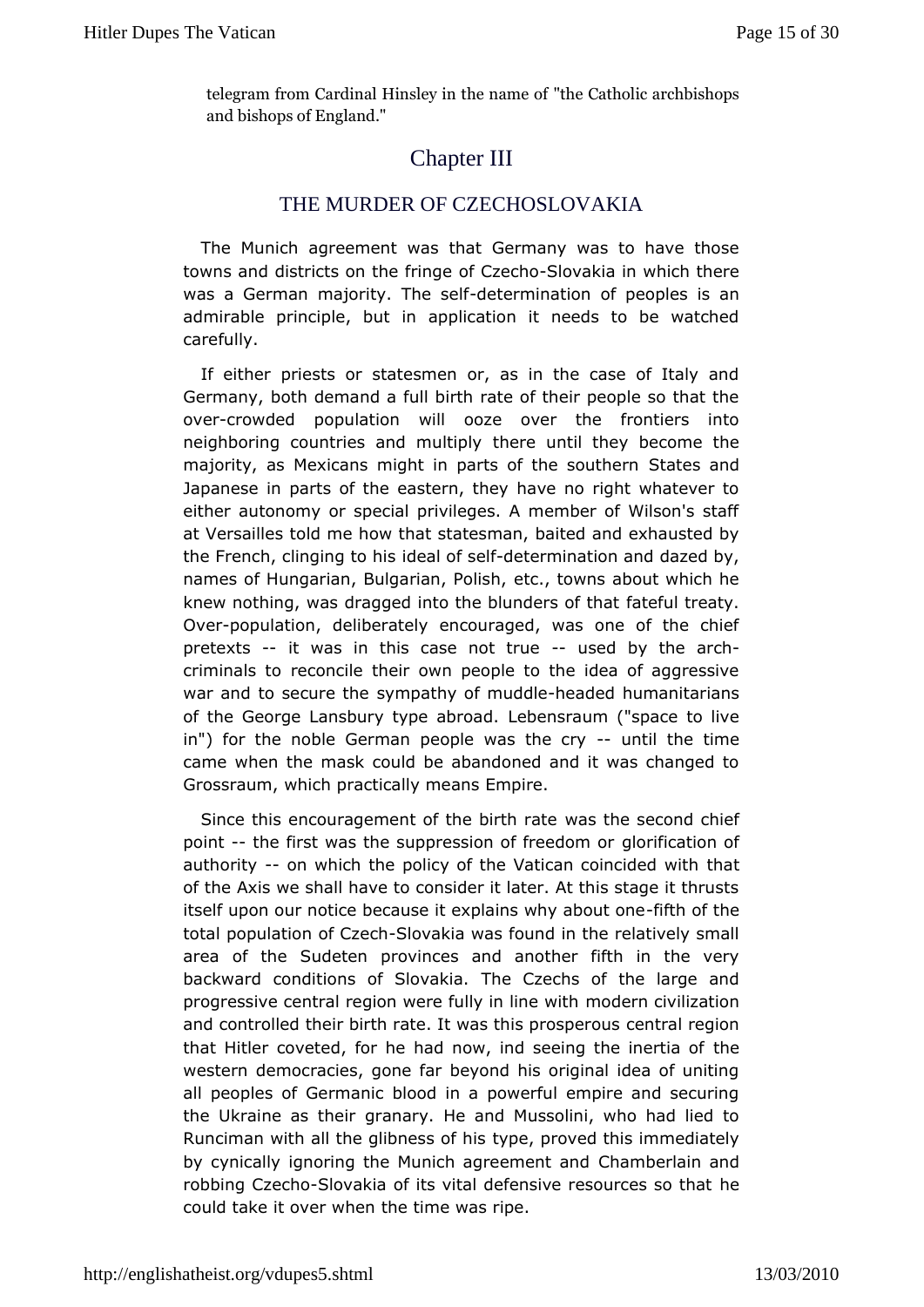telegram from Cardinal Hinsley in the name of "the Catholic archbishops and bishops of England."

## Chapter III

### THE MURDER OF CZECHOSLOVAKIA

The Munich agreement was that Germany was to have those towns and districts on the fringe of Czecho-Slovakia in which there was a German majority. The self-determination of peoples is an admirable principle, but in application it needs to be watched carefully.

If either priests or statesmen or, as in the case of Italy and Germany, both demand a full birth rate of their people so that the over-crowded population will ooze over the frontiers into neighboring countries and multiply there until they become the majority, as Mexicans might in parts of the southern States and Japanese in parts of the eastern, they have no right whatever to either autonomy or special privileges. A member of Wilson's staff at Versailles told me how that statesman, baited and exhausted by the French, clinging to his ideal of self-determination and dazed by, names of Hungarian, Bulgarian, Polish, etc., towns about which he knew nothing, was dragged into the blunders of that fateful treaty. Over-population, deliberately encouraged, was one of the chief pretexts -- it was in this case not true -- used by the arch-criminals to reconcile their own people to the idea of aggressive war and to secure the sympathy of muddle-headed humanitarians of the George Lansbury type abroad. Lebensraum ("space to live in") for the noble German people was the cry -- until the time came when the mask could be abandoned and it was changed to Grossraum, which practically means Empire.

Since this encouragement of the birth rate was the second chief point -- the first was the suppression of freedom or glorification of authority -- on which the policy of the Vatican coincided with that of the Axis we shall have to consider it later. At this stage it thrusts itself upon our notice because it explains why about one-fifth of the total population of Czech-Slovakia was found in the relatively small area of the Sudeten provinces and another fifth in the very backward conditions of Slovakia. The Czechs of the large and progressive central region were fully in line with modern civilization and controlled their birth rate. It was this prosperous central region that Hitler coveted, for he had now, ind seeing the inertia of the western democracies, gone far beyond his original idea of uniting all peoples of Germanic blood in a powerful empire and securing the Ukraine as their granary. He and Mussolini, who had lied to Runciman with all the glibness of his type, proved this immediately by cynically ignoring the Munich agreement and Chamberlain and robbing Czecho-Slovakia of its vital defensive resources so that he could take it over when the time was ripe.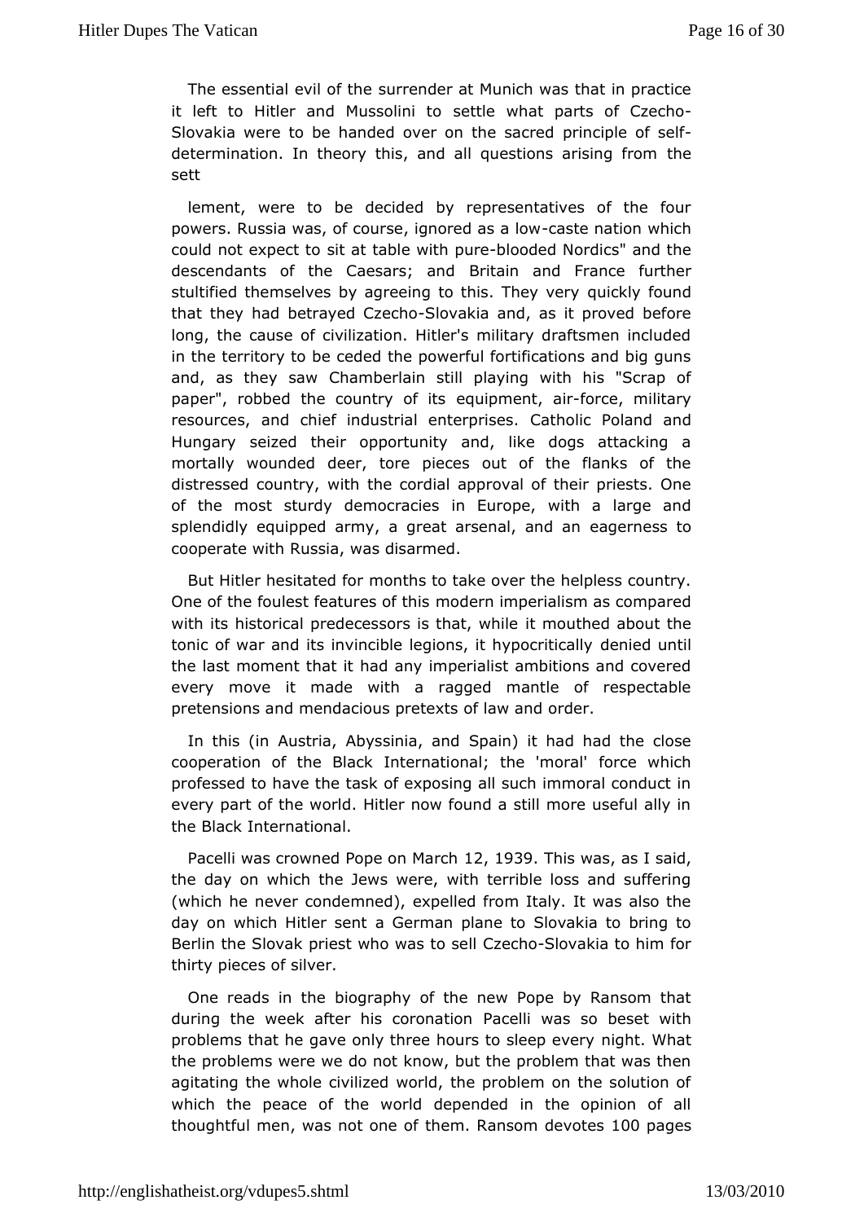The essential evil of the surrender at Munich was that in practice it left to Hitler and Mussolini to settle what parts of Czecho-Slovakia were to be handed over on the sacred principle of self-determination. In theory this, and all questions arising from the sett

lement, were to be decided by representatives of the four powers. Russia was, of course, ignored as a low-caste nation which could not expect to sit at table with pure-blooded Nordics" and the descendants of the Caesars; and Britain and France further stultified themselves by agreeing to this. They very quickly found that they had betrayed Czecho-Slovakia and, as it proved before long, the cause of civilization. Hitler's military draftsmen included in the territory to be ceded the powerful fortifications and big guns and, as they saw Chamberlain still playing with his "Scrap of paper", robbed the country of its equipment, air-force, military resources, and chief industrial enterprises. Catholic Poland and Hungary seized their opportunity and, like dogs attacking a mortally wounded deer, tore pieces out of the flanks of the distressed country, with the cordial approval of their priests. One of the most sturdy democracies in Europe, with a large and splendidly equipped army, a great arsenal, and an eagerness to cooperate with Russia, was disarmed.

But Hitler hesitated for months to take over the helpless country. One of the foulest features of this modern imperialism as compared with its historical predecessors is that, while it mouthed about the tonic of war and its invincible legions, it hypocritically denied until the last moment that it had any imperialist ambitions and covered every move it made with a ragged mantle of respectable pretensions and mendacious pretexts of law and order.

In this (in Austria, Abyssinia, and Spain) it had had the close cooperation of the Black International; the 'moral' force which professed to have the task of exposing all such immoral conduct in every part of the world. Hitler now found a still more useful ally in the Black International.

Pacelli was crowned Pope on March 12, 1939. This was, as I said, the day on which the Jews were, with terrible loss and suffering (which he never condemned), expelled from Italy. It was also the day on which Hitler sent a German plane to Slovakia to bring to Berlin the Slovak priest who was to sell Czecho-Slovakia to him for thirty pieces of silver.

One reads in the biography of the new Pope by Ransom that during the week after his coronation Pacelli was so beset with problems that he gave only three hours to sleep every night. What the problems were we do not know, but the problem that was then agitating the whole civilized world, the problem on the solution of which the peace of the world depended in the opinion of all thoughtful men, was not one of them. Ransom devotes 100 pages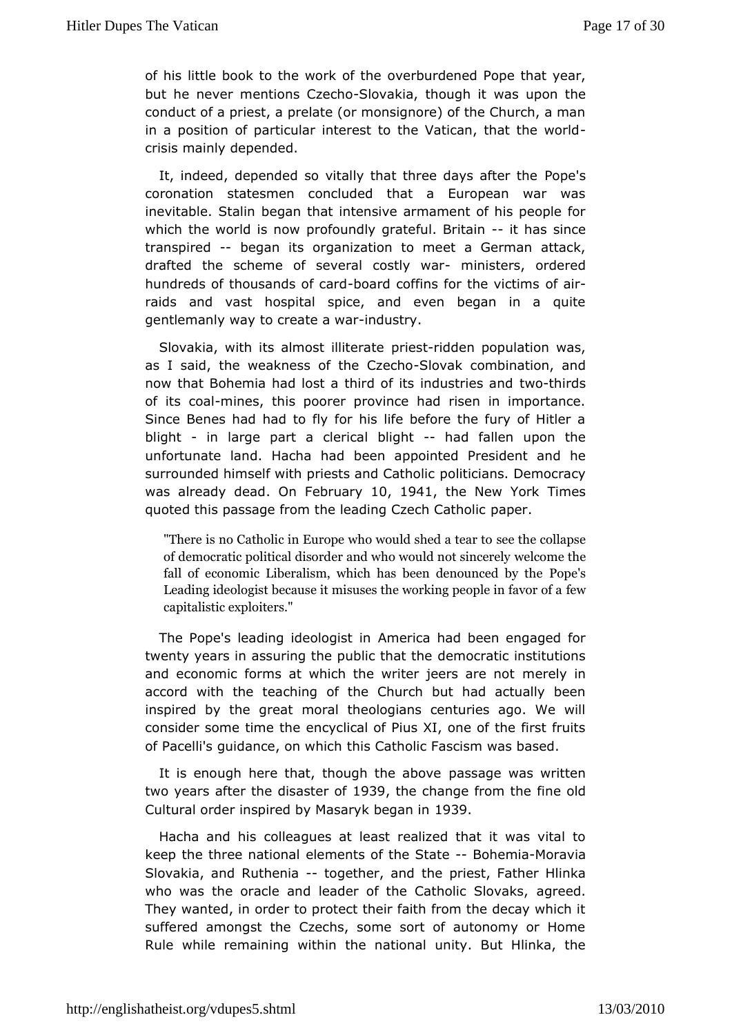of his little book to the work of the overburdened Pope that year, but he never mentions Czecho-Slovakia, though it was upon the conduct of a priest, a prelate (or monsignore) of the Church, a man in a position of particular interest to the Vatican, that the world-crisis mainly depended.

It, indeed, depended so vitally that three days after the Pope's coronation statesmen concluded that a European war was inevitable. Stalin began that intensive armament of his people for which the world is now profoundly grateful. Britain -- it has since transpired -- began its organization to meet a German attack, drafted the scheme of several costly war- ministers, ordered hundreds of thousands of card-board coffins for the victims of air-raids and vast hospital spice, and even began in a quite gentlemanly way to create a war-industry.

Slovakia, with its almost illiterate priest-ridden population was, as I said, the weakness of the Czecho-Slovak combination, and now that Bohemia had lost a third of its industries and two-thirds of its coal-mines, this poorer province had risen in importance. Since Benes had had to fly for his life before the fury of Hitler a blight - in large part a clerical blight -- had fallen upon the unfortunate land. Hacha had been appointed President and he surrounded himself with priests and Catholic politicians. Democracy was already dead. On February 10, 1941, the New York Times quoted this passage from the leading Czech Catholic paper.

> "There is no Catholic in Europe who would shed a tear to see the collapse of democratic political disorder and who would not sincerely welcome the fall of economic Liberalism, which has been denounced by the Pope's Leading ideologist because it misuses the working people in favor of a few capitalistic exploiters."

The Pope's leading ideologist in America had been engaged for twenty years in assuring the public that the democratic institutions and economic forms at which the writer jeers are not merely in accord with the teaching of the Church but had actually been inspired by the great moral theologians centuries ago. We will consider some time the encyclical of Pius XI, one of the first fruits of Pacelli's guidance, on which this Catholic Fascism was based.

It is enough here that, though the above passage was written two years after the disaster of 1939, the change from the fine old Cultural order inspired by Masaryk began in 1939.

Hacha and his colleagues at least realized that it was vital to keep the three national elements of the State -- Bohemia-Moravia Slovakia, and Ruthenia -- together, and the priest, Father Hlinka who was the oracle and leader of the Catholic Slovaks, agreed. They wanted, in order to protect their faith from the decay which it suffered amongst the Czechs, some sort of autonomy or Home Rule while remaining within the national unity. But Hlinka, the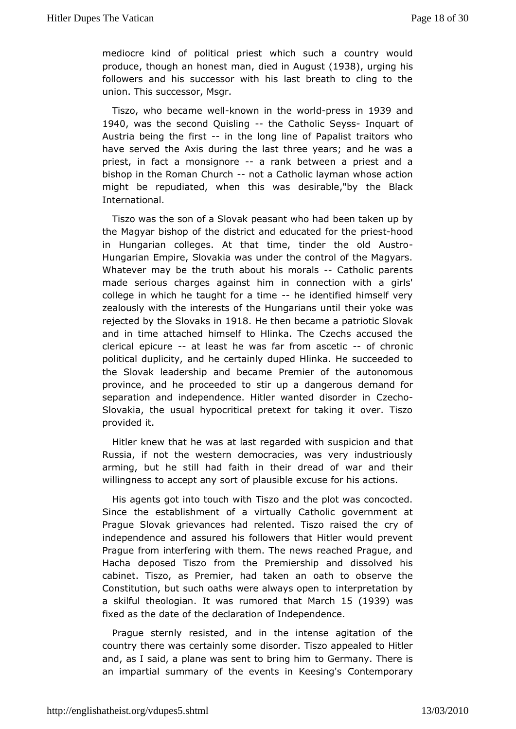mediocre kind of political priest which such a country would produce, though an honest man, died in August (1938), urging his followers and his successor with his last breath to cling to the union. This successor, Msgr.

Tiszo, who became well-known in the world-press in 1939 and 1940, was the second Quisling -- the Catholic Seyss- Inquart of Austria being the first -- in the long line of Papalist traitors who have served the Axis during the last three years; and he was a priest, in fact a monsignore -- a rank between a priest and a bishop in the Roman Church -- not a Catholic layman whose action might be repudiated, when this was desirable,"by the Black International.

Tiszo was the son of a Slovak peasant who had been taken up by the Magyar bishop of the district and educated for the priest-hood in Hungarian colleges. At that time, tinder the old Austro-Hungarian Empire, Slovakia was under the control of the Magyars. Whatever may be the truth about his morals -- Catholic parents made serious charges against him in connection with a girls' college in which he taught for a time -- he identified himself very zealously with the interests of the Hungarians until their yoke was rejected by the Slovaks in 1918. He then became a patriotic Slovak and in time attached himself to Hlinka. The Czechs accused the clerical epicure -- at least he was far from ascetic -- of chronic political duplicity, and he certainly duped Hlinka. He succeeded to the Slovak leadership and became Premier of the autonomous province, and he proceeded to stir up a dangerous demand for separation and independence. Hitler wanted disorder in Czecho-Slovakia, the usual hypocritical pretext for taking it over. Tiszo provided it.

Hitler knew that he was at last regarded with suspicion and that Russia, if not the western democracies, was very industriously arming, but he still had faith in their dread of war and their willingness to accept any sort of plausible excuse for his actions.

His agents got into touch with Tiszo and the plot was concocted. Since the establishment of a virtually Catholic government at Prague Slovak grievances had relented. Tiszo raised the cry of independence and assured his followers that Hitler would prevent Prague from interfering with them. The news reached Prague, and Hacha deposed Tiszo from the Premiership and dissolved his cabinet. Tiszo, as Premier, had taken an oath to observe the Constitution, but such oaths were always open to interpretation by a skilful theologian. It was rumored that March 15 (1939) was fixed as the date of the declaration of Independence.

Prague sternly resisted, and in the intense agitation of the country there was certainly some disorder. Tiszo appealed to Hitler and, as I said, a plane was sent to bring him to Germany. There is an impartial summary of the events in Keesing's Contemporary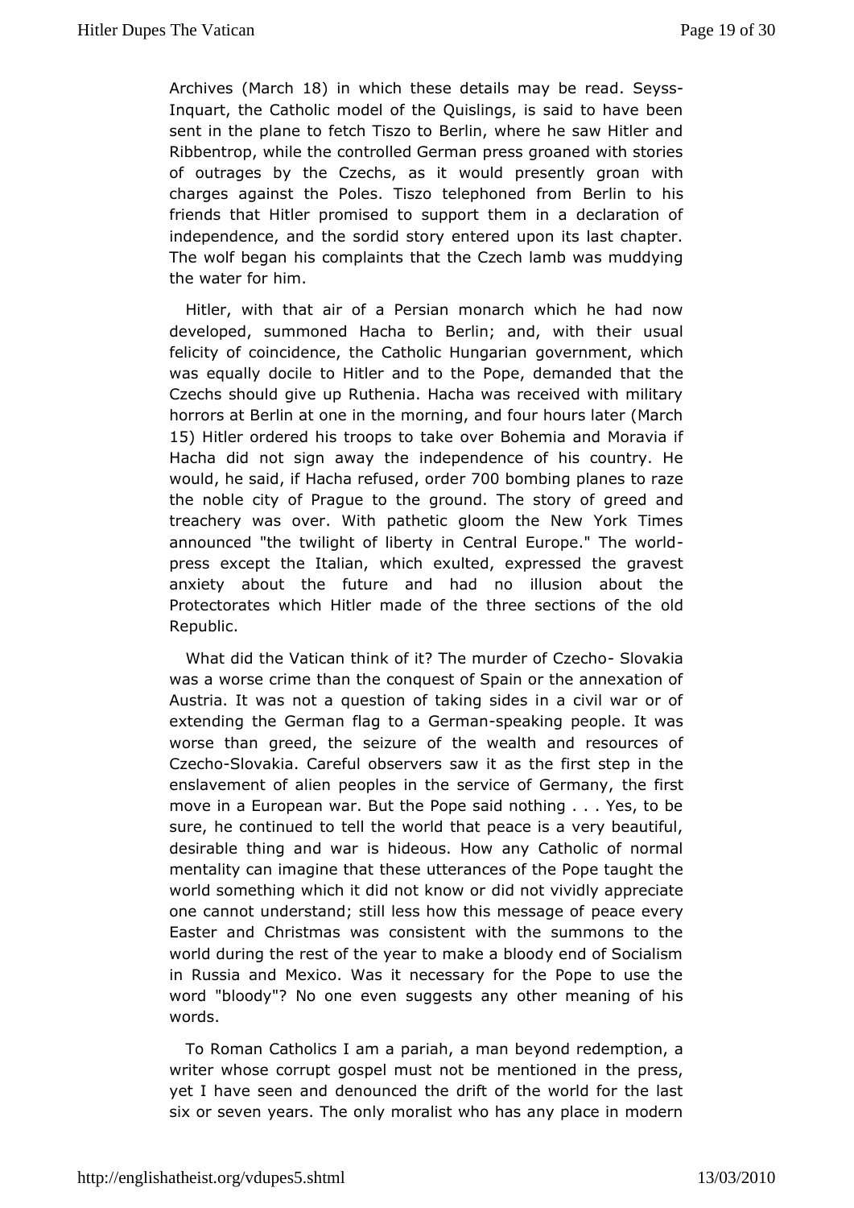Archives (March 18) in which these details may be read. Seyss-Inquart, the Catholic model of the Quislings, is said to have been sent in the plane to fetch Tiszo to Berlin, where he saw Hitler and Ribbentrop, while the controlled German press groaned with stories of outrages by the Czechs, as it would presently groan with charges against the Poles. Tiszo telephoned from Berlin to his friends that Hitler promised to support them in a declaration of independence, and the sordid story entered upon its last chapter. The wolf began his complaints that the Czech lamb was muddying the water for him.

Hitler, with that air of a Persian monarch which he had now developed, summoned Hacha to Berlin; and, with their usual felicity of coincidence, the Catholic Hungarian government, which was equally docile to Hitler and to the Pope, demanded that the Czechs should give up Ruthenia. Hacha was received with military horrors at Berlin at one in the morning, and four hours later (March 15) Hitler ordered his troops to take over Bohemia and Moravia if Hacha did not sign away the independence of his country. He would, he said, if Hacha refused, order 700 bombing planes to raze the noble city of Prague to the ground. The story of greed and treachery was over. With pathetic gloom the New York Times announced "the twilight of liberty in Central Europe." The world-press except the Italian, which exulted, expressed the gravest anxiety about the future and had no illusion about the Protectorates which Hitler made of the three sections of the old Republic.

What did the Vatican think of it? The murder of Czecho-Slovakia was a worse crime than the conquest of Spain or the annexation of Austria. It was not a question of taking sides in a civil war or of extending the German flag to a German-speaking people. It was worse than greed, the seizure of the wealth and resources of Czecho-Slovakia. Careful observers saw it as the first step in the enslavement of alien peoples in the service of Germany, the first move in a European war. But the Pope said nothing . . . Yes, to be sure, he continued to tell the world that peace is a very beautiful, desirable thing and war is hideous. How any Catholic of normal mentality can imagine that these utterances of the Pope taught the world something which it did not know or did not vividly appreciate one cannot understand; still less how this message of peace every Easter and Christmas was consistent with the summons to the world during the rest of the year to make a bloody end of Socialism in Russia and Mexico. Was it necessary for the Pope to use the word "bloody"? No one even suggests any other meaning of his words.

To Roman Catholics I am a pariah, a man beyond redemption, a writer whose corrupt gospel must not be mentioned in the press, yet I have seen and denounced the drift of the world for the last six or seven years. The only moralist who has any place in modern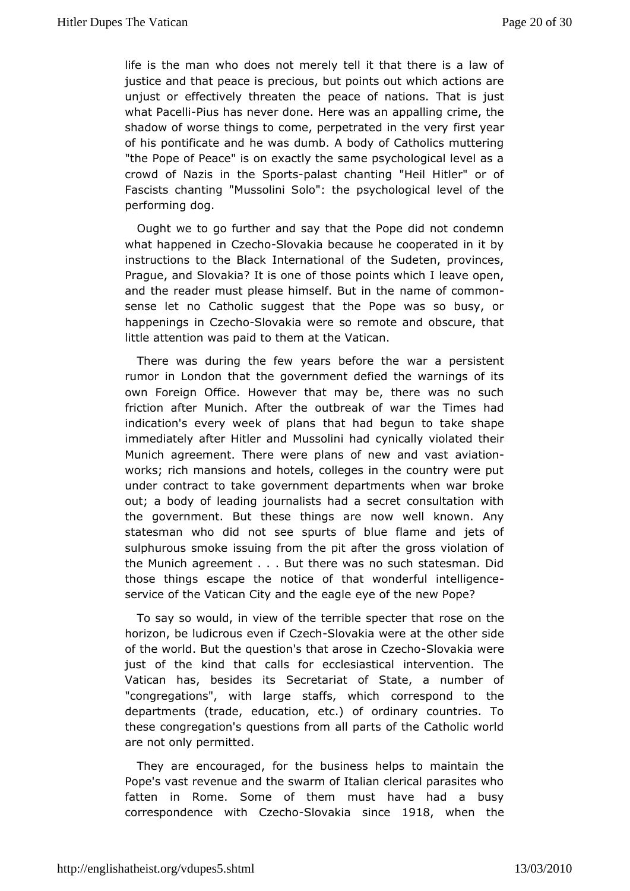life is the man who does not merely tell it that there is a law of justice and that peace is precious, but points out which actions are unjust or effectively threaten the peace of nations. That is just what Pacelli-Pius has never done. Here was an appalling crime, the shadow of worse things to come, perpetrated in the very first year of his pontificate and he was dumb. A body of Catholics muttering "the Pope of Peace" is on exactly the same psychological level as a crowd of Nazis in the Sports-palast chanting "Heil Hitler" or of Fascists chanting "Mussolini Solo": the psychological level of the performing dog.

Ought we to go further and say that the Pope did not condemn what happened in Czecho-Slovakia because he cooperated in it by instructions to the Black International of the Sudeten, provinces, Prague, and Slovakia? It is one of those points which I leave open, and the reader must please himself. But in the name of common-sense let no Catholic suggest that the Pope was so busy, or happenings in Czecho-Slovakia were so remote and obscure, that little attention was paid to them at the Vatican.

There was during the few years before the war a persistent rumor in London that the government defied the warnings of its own Foreign Office. However that may be, there was no such friction after Munich. After the outbreak of war the Times had indication's every week of plans that had begun to take shape immediately after Hitler and Mussolini had cynically violated their Munich agreement. There were plans of new and vast aviation-works; rich mansions and hotels, colleges in the country were put under contract to take government departments when war broke out; a body of leading journalists had a secret consultation with the government. But these things are now well known. Any statesman who did not see spurts of blue flame and jets of sulphurous smoke issuing from the pit after the gross violation of the Munich agreement . . . But there was no such statesman. Did those things escape the notice of that wonderful intelligence-service of the Vatican City and the eagle eye of the new Pope?

To say so would, in view of the terrible specter that rose on the horizon, be ludicrous even if Czech-Slovakia were at the other side of the world. But the question's that arose in Czecho-Slovakia were just of the kind that calls for ecclesiastical intervention. The Vatican has, besides its Secretariat of State, a number of "congregations", with large staffs, which correspond to the departments (trade, education, etc.) of ordinary countries. To these congregation's questions from all parts of the Catholic world are not only permitted.

They are encouraged, for the business helps to maintain the Pope's vast revenue and the swarm of Italian clerical parasites who fatten in Rome. Some of them must have had a busy correspondence with Czecho-Slovakia since 1918, when the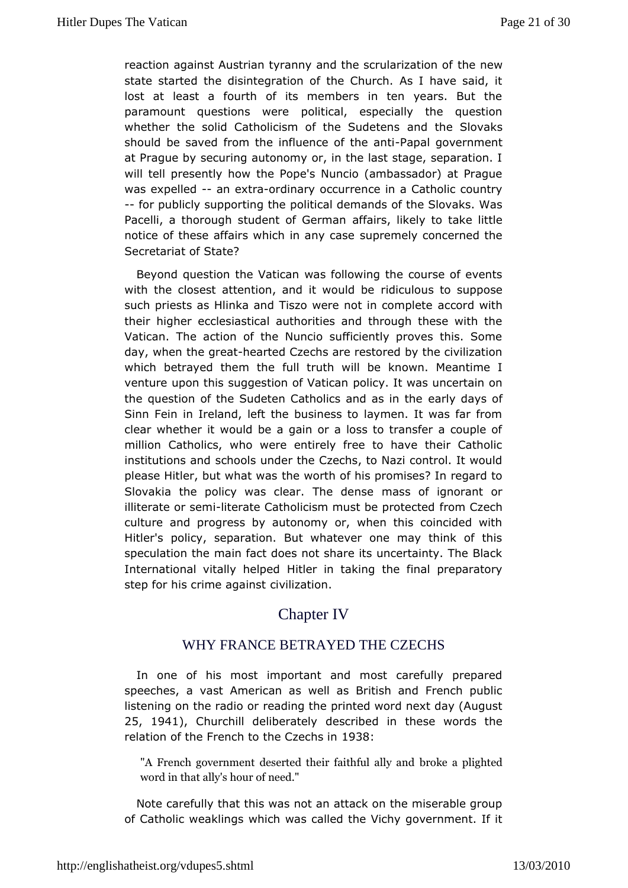reaction against Austrian tyranny and the scrularization of the new state started the disintegration of the Church. As I have said, it lost at least a fourth of its members in ten years. But the paramount questions were political, especially the question whether the solid Catholicism of the Sudetens and the Slovaks should be saved from the influence of the anti-Papal government at Prague by securing autonomy or, in the last stage, separation. I will tell presently how the Pope's Nuncio (ambassador) at Prague was expelled -- an extra-ordinary occurrence in a Catholic country -- for publicly supporting the political demands of the Slovaks. Was Pacelli, a thorough student of German affairs, likely to take little notice of these affairs which in any case supremely concerned the Secretariat of State?

Beyond question the Vatican was following the course of events with the closest attention, and it would be ridiculous to suppose such priests as Hlinka and Tiszo were not in complete accord with their higher ecclesiastical authorities and through these with the Vatican. The action of the Nuncio sufficiently proves this. Some day, when the great-hearted Czechs are restored by the civilization which betrayed them the full truth will be known. Meantime I venture upon this suggestion of Vatican policy. It was uncertain on the question of the Sudeten Catholics and as in the early days of Sinn Fein in Ireland, left the business to laymen. It was far from clear whether it would be a gain or a loss to transfer a couple of million Catholics, who were entirely free to have their Catholic institutions and schools under the Czechs, to Nazi control. It would please Hitler, but what was the worth of his promises? In regard to Slovakia the policy was clear. The dense mass of ignorant or illiterate or semi-literate Catholicism must be protected from Czech culture and progress by autonomy or, when this coincided with Hitler's policy, separation. But whatever one may think of this speculation the main fact does not share its uncertainty. The Black International vitally helped Hitler in taking the final preparatory step for his crime against civilization.

# Chapter IV

## WHY FRANCE BETRAYED THE CZECHS

In one of his most important and most carefully prepared speeches, a vast American as well as British and French public listening on the radio or reading the printed word next day (August 25, 1941), Churchill deliberately described in these words the relation of the French to the Czechs in 1938:

> "A French government deserted their faithful ally and broke a plighted word in that ally's hour of need."

Note carefully that this was not an attack on the miserable group of Catholic weaklings which was called the Vichy government. If it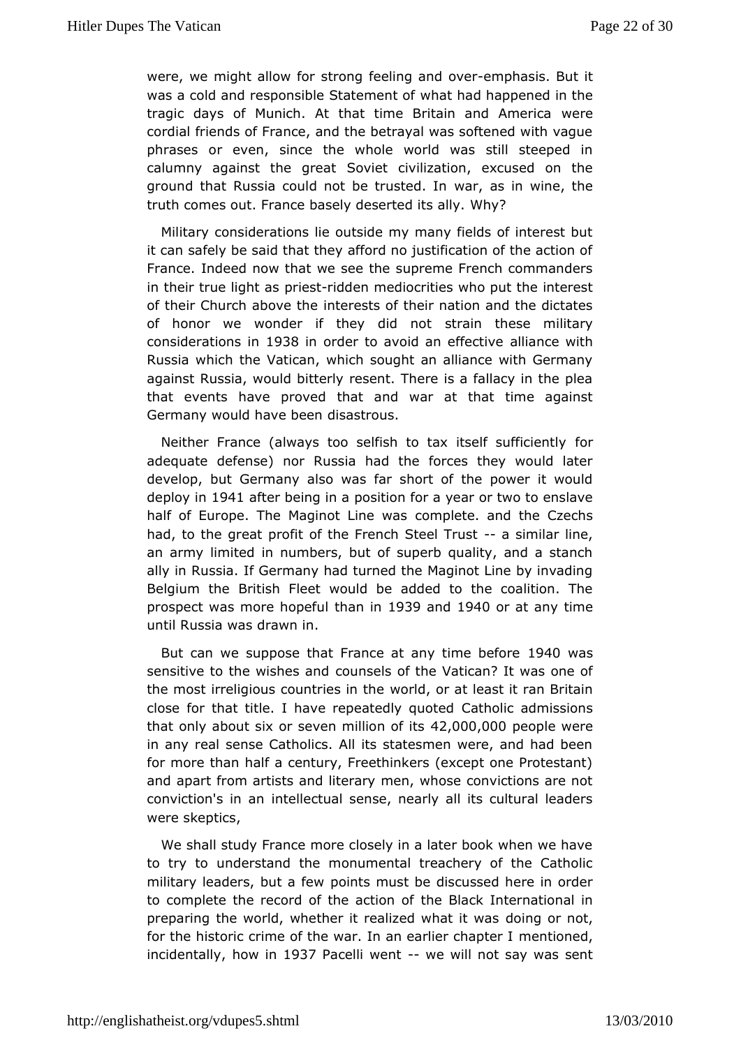were, we might allow for strong feeling and over-emphasis. But it was a cold and responsible Statement of what had happened in the tragic days of Munich. At that time Britain and America were cordial friends of France, and the betrayal was softened with vague phrases or even, since the whole world was still steeped in calumny against the great Soviet civilization, excused on the ground that Russia could not be trusted. In war, as in wine, the truth comes out. France basely deserted its ally. Why?

Military considerations lie outside my many fields of interest but it can safely be said that they afford no justification of the action of France. Indeed now that we see the supreme French commanders in their true light as priest-ridden mediocrities who put the interest of their Church above the interests of their nation and the dictates of honor we wonder if they did not strain these military considerations in 1938 in order to avoid an effective alliance with Russia which the Vatican, which sought an alliance with Germany against Russia, would bitterly resent. There is a fallacy in the plea that events have proved that and war at that time against Germany would have been disastrous.

Neither France (always too selfish to tax itself sufficiently for adequate defense) nor Russia had the forces they would later develop, but Germany also was far short of the power it would deploy in 1941 after being in a position for a year or two to enslave half of Europe. The Maginot Line was complete. and the Czechs had, to the great profit of the French Steel Trust -- a similar line, an army limited in numbers, but of superb quality, and a stanch ally in Russia. If Germany had turned the Maginot Line by invading Belgium the British Fleet would be added to the coalition. The prospect was more hopeful than in 1939 and 1940 or at any time until Russia was drawn in.

But can we suppose that France at any time before 1940 was sensitive to the wishes and counsels of the Vatican? It was one of the most irreligious countries in the world, or at least it ran Britain close for that title. I have repeatedly quoted Catholic admissions that only about six or seven million of its 42,000,000 people were in any real sense Catholics. All its statesmen were, and had been for more than half a century, Freethinkers (except one Protestant) and apart from artists and literary men, whose convictions are not conviction's in an intellectual sense, nearly all its cultural leaders were skeptics,

We shall study France more closely in a later book when we have to try to understand the monumental treachery of the Catholic military leaders, but a few points must be discussed here in order to complete the record of the action of the Black International in preparing the world, whether it realized what it was doing or not, for the historic crime of the war. In an earlier chapter I mentioned, incidentally, how in 1937 Pacelli went -- we will not say was sent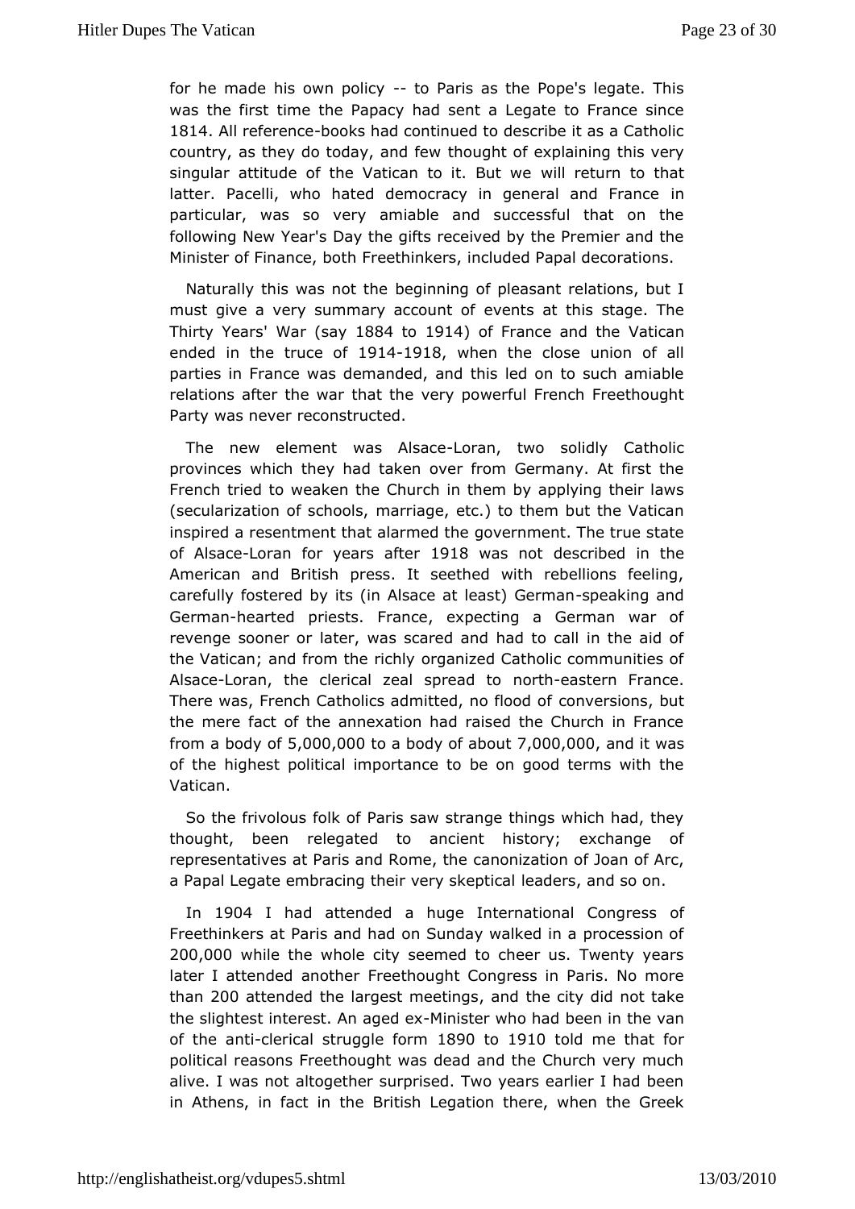for he made his own policy -- to Paris as the Pope's legate. This was the first time the Papacy had sent a Legate to France since 1814. All reference-books had continued to describe it as a Catholic country, as they do today, and few thought of explaining this very singular attitude of the Vatican to it. But we will return to that latter. Pacelli, who hated democracy in general and France in particular, was so very amiable and successful that on the following New Year's Day the gifts received by the Premier and the Minister of Finance, both Freethinkers, included Papal decorations.

Naturally this was not the beginning of pleasant relations, but I must give a very summary account of events at this stage. The Thirty Years' War (say 1884 to 1914) of France and the Vatican ended in the truce of 1914-1918, when the close union of all parties in France was demanded, and this led on to such amiable relations after the war that the very powerful French Freethought Party was never reconstructed.

The new element was Alsace-Loran, two solidly Catholic provinces which they had taken over from Germany. At first the French tried to weaken the Church in them by applying their laws (secularization of schools, marriage, etc.) to them but the Vatican inspired a resentment that alarmed the government. The true state of Alsace-Loran for years after 1918 was not described in the American and British press. It seethed with rebellions feeling, carefully fostered by its (in Alsace at least) German-speaking and German-hearted priests. France, expecting a German war of revenge sooner or later, was scared and had to call in the aid of the Vatican; and from the richly organized Catholic communities of Alsace-Loran, the clerical zeal spread to north-eastern France. There was, French Catholics admitted, no flood of conversions, but the mere fact of the annexation had raised the Church in France from a body of 5,000,000 to a body of about 7,000,000, and it was of the highest political importance to be on good terms with the Vatican.

So the frivolous folk of Paris saw strange things which had, they thought, been relegated to ancient history; exchange of representatives at Paris and Rome, the canonization of Joan of Arc, a Papal Legate embracing their very skeptical leaders, and so on.

In 1904 I had attended a huge International Congress of Freethinkers at Paris and had on Sunday walked in a procession of 200,000 while the whole city seemed to cheer us. Twenty years later I attended another Freethought Congress in Paris. No more than 200 attended the largest meetings, and the city did not take the slightest interest. An aged ex-Minister who had been in the van of the anti-clerical struggle form 1890 to 1910 told me that for political reasons Freethought was dead and the Church very much alive. I was not altogether surprised. Two years earlier I had been in Athens, in fact in the British Legation there, when the Greek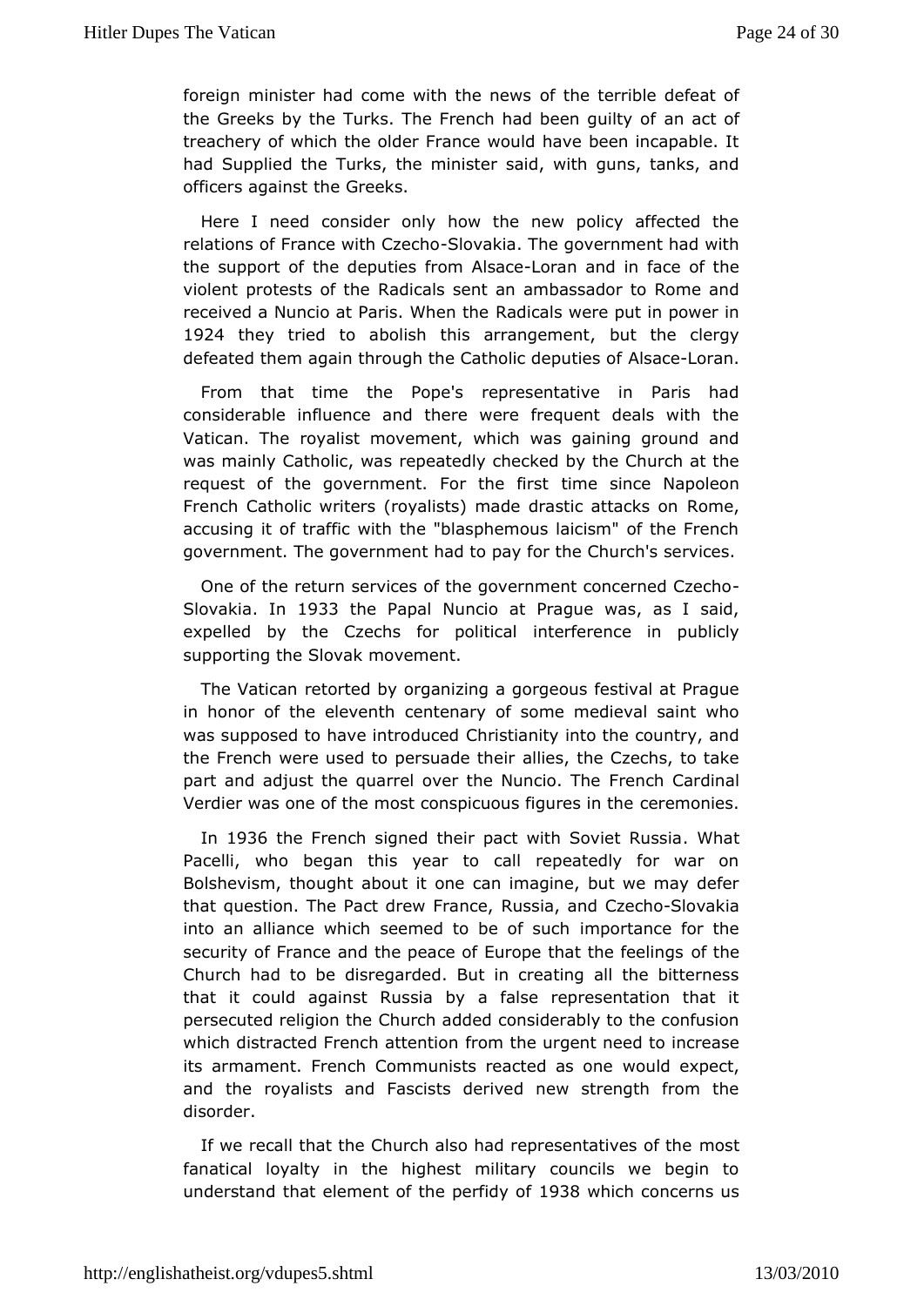foreign minister had come with the news of the terrible defeat of the Greeks by the Turks. The French had been guilty of an act of treachery of which the older France would have been incapable. It had Supplied the Turks, the minister said, with guns, tanks, and officers against the Greeks.

Here I need consider only how the new policy affected the relations of France with Czecho-Slovakia. The government had with the support of the deputies from Alsace-Loran and in face of the violent protests of the Radicals sent an ambassador to Rome and received a Nuncio at Paris. When the Radicals were put in power in 1924 they tried to abolish this arrangement, but the clergy defeated them again through the Catholic deputies of Alsace-Loran.

From that time the Pope's representative in Paris had considerable influence and there were frequent deals with the Vatican. The royalist movement, which was gaining ground and was mainly Catholic, was repeatedly checked by the Church at the request of the government. For the first time since Napoleon French Catholic writers (royalists) made drastic attacks on Rome, accusing it of traffic with the "blasphemous laicism" of the French government. The government had to pay for the Church's services.

One of the return services of the government concerned Czecho-Slovakia. In 1933 the Papal Nuncio at Prague was, as I said, expelled by the Czechs for political interference in publicly supporting the Slovak movement.

The Vatican retorted by organizing a gorgeous festival at Prague in honor of the eleventh centenary of some medieval saint who was supposed to have introduced Christianity into the country, and the French were used to persuade their allies, the Czechs, to take part and adjust the quarrel over the Nuncio. The French Cardinal Verdier was one of the most conspicuous figures in the ceremonies.

In 1936 the French signed their pact with Soviet Russia. What Pacelli, who began this year to call repeatedly for war on Bolshevism, thought about it one can imagine, but we may defer that question. The Pact drew France, Russia, and Czecho-Slovakia into an alliance which seemed to be of such importance for the security of France and the peace of Europe that the feelings of the Church had to be disregarded. But in creating all the bitterness that it could against Russia by a false representation that it persecuted religion the Church added considerably to the confusion which distracted French attention from the urgent need to increase its armament. French Communists reacted as one would expect, and the royalists and Fascists derived new strength from the disorder.

If we recall that the Church also had representatives of the most fanatical loyalty in the highest military councils we begin to understand that element of the perfidy of 1938 which concerns us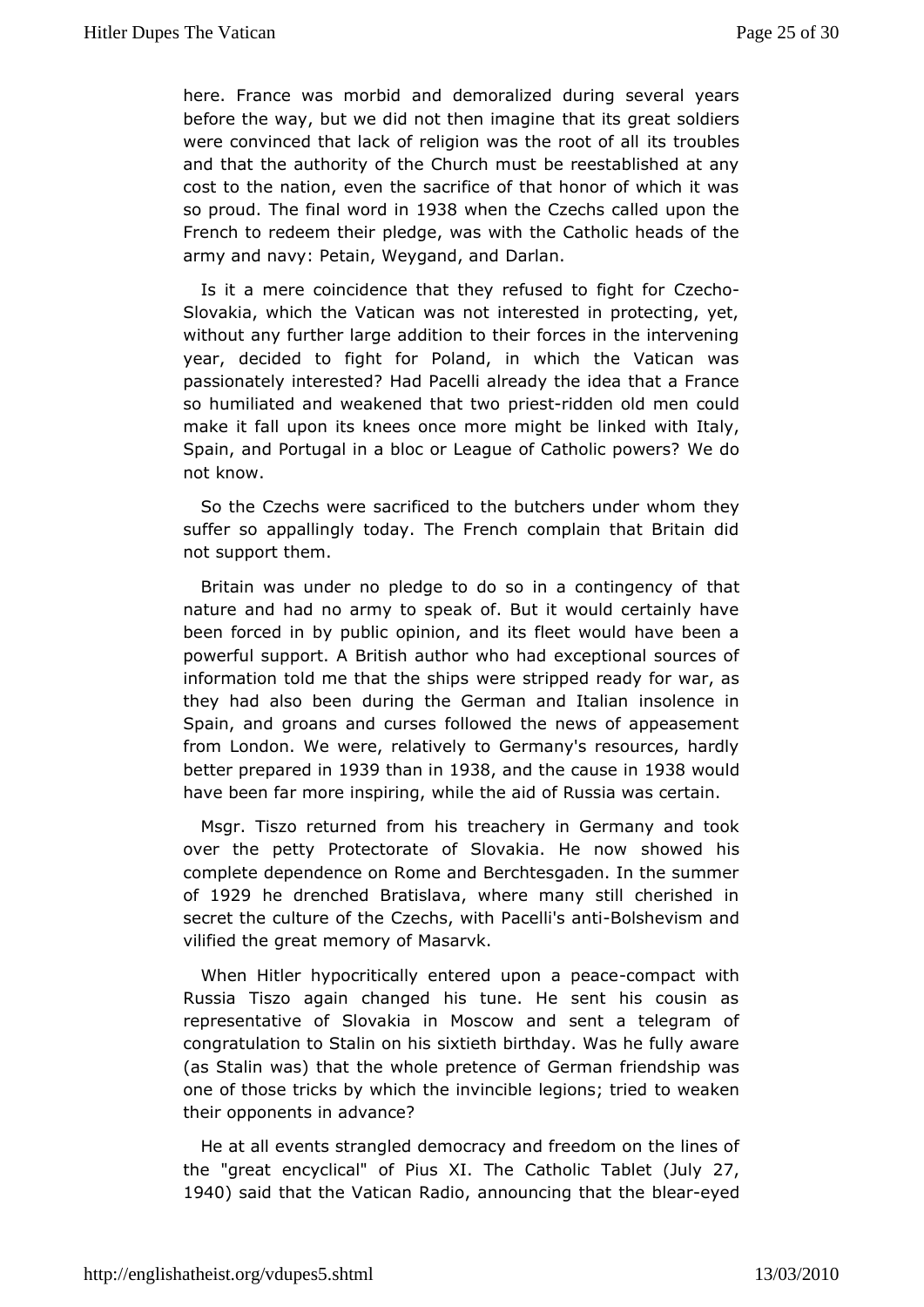here. France was morbid and demoralized during several years before the way, but we did not then imagine that its great soldiers were convinced that lack of religion was the root of all its troubles and that the authority of the Church must be reestablished at any cost to the nation, even the sacrifice of that honor of which it was so proud. The final word in 1938 when the Czechs called upon the French to redeem their pledge, was with the Catholic heads of the army and navy: Petain, Weygand, and Darlan.

Is it a mere coincidence that they refused to fight for Czecho-Slovakia, which the Vatican was not interested in protecting, yet, without any further large addition to their forces in the intervening year, decided to fight for Poland, in which the Vatican was passionately interested? Had Pacelli already the idea that a France so humiliated and weakened that two priest-ridden old men could make it fall upon its knees once more might be linked with Italy, Spain, and Portugal in a bloc or League of Catholic powers? We do not know.

So the Czechs were sacrificed to the butchers under whom they suffer so appallingly today. The French complain that Britain did not support them.

Britain was under no pledge to do so in a contingency of that nature and had no army to speak of. But it would certainly have been forced in by public opinion, and its fleet would have been a powerful support. A British author who had exceptional sources of information told me that the ships were stripped ready for war, as they had also been during the German and Italian insolence in Spain, and groans and curses followed the news of appeasement from London. We were, relatively to Germany's resources, hardly better prepared in 1939 than in 1938, and the cause in 1938 would have been far more inspiring, while the aid of Russia was certain.

Msgr. Tiszo returned from his treachery in Germany and took over the petty Protectorate of Slovakia. He now showed his complete dependence on Rome and Berchtesgaden. In the summer of 1929 he drenched Bratislava, where many still cherished in secret the culture of the Czechs, with Pacelli's anti-Bolshevism and vilified the great memory of Masarvk.

When Hitler hypocritically entered upon a peace-compact with Russia Tiszo again changed his tune. He sent his cousin as representative of Slovakia in Moscow and sent a telegram of congratulation to Stalin on his sixtieth birthday. Was he fully aware (as Stalin was) that the whole pretence of German friendship was one of those tricks by which the invincible legions; tried to weaken their opponents in advance?

He at all events strangled democracy and freedom on the lines of the "great encyclical" of Pius XI. The Catholic Tablet (July 27, 1940) said that the Vatican Radio, announcing that the blear-eyed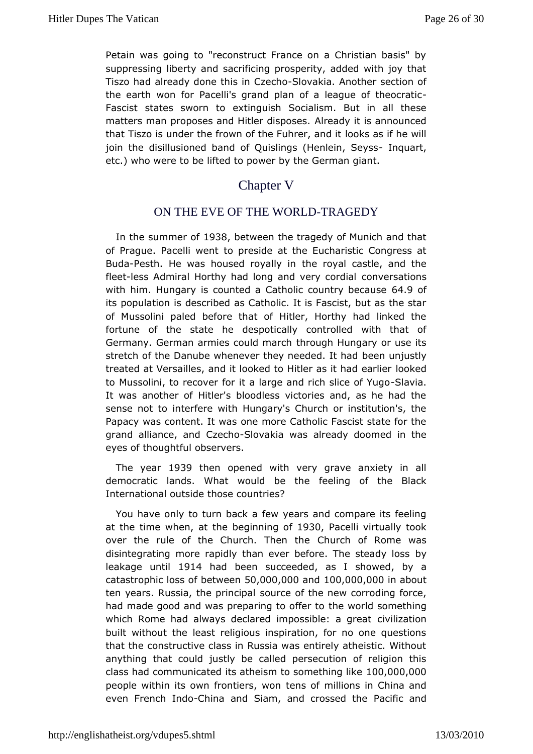Petain was going to "reconstruct France on a Christian basis" by suppressing liberty and sacrificing prosperity, added with joy that Tiszo had already done this in Czecho-Slovakia. Another section of the earth won for Pacelli's grand plan of a league of theocratic-Fascist states sworn to extinguish Socialism. But in all these matters man proposes and Hitler disposes. Already it is announced that Tiszo is under the frown of the Fuhrer, and it looks as if he will join the disillusioned band of Quislings (Henlein, Seyss- Inquart, etc.) who were to be lifted to power by the German giant.

## Chapter V

### ON THE EVE OF THE WORLD-TRAGEDY

In the summer of 1938, between the tragedy of Munich and that of Prague. Pacelli went to preside at the Eucharistic Congress at Buda-Pesth. He was housed royally in the royal castle, and the fleet-less Admiral Horthy had long and very cordial conversations with him. Hungary is counted a Catholic country because 64.9 of its population is described as Catholic. It is Fascist, but as the star of Mussolini paled before that of Hitler, Horthy had linked the fortune of the state he despotically controlled with that of Germany. German armies could march through Hungary or use its stretch of the Danube whenever they needed. It had been unjustly treated at Versailles, and it looked to Hitler as it had earlier looked to Mussolini, to recover for it a large and rich slice of Yugo-Slavia. It was another of Hitler's bloodless victories and, as he had the sense not to interfere with Hungary's Church or institution's, the Papacy was content. It was one more Catholic Fascist state for the grand alliance, and Czecho-Slovakia was already doomed in the eyes of thoughtful observers.

The year 1939 then opened with very grave anxiety in all democratic lands. What would be the feeling of the Black International outside those countries?

You have only to turn back a few years and compare its feeling at the time when, at the beginning of 1930, Pacelli virtually took over the rule of the Church. Then the Church of Rome was disintegrating more rapidly than ever before. The steady loss by leakage until 1914 had been succeeded, as I showed, by a catastrophic loss of between 50,000,000 and 100,000,000 in about ten years. Russia, the principal source of the new corroding force, had made good and was preparing to offer to the world something which Rome had always declared impossible: a great civilization built without the least religious inspiration, for no one questions that the constructive class in Russia was entirely atheistic. Without anything that could justly be called persecution of religion this class had communicated its atheism to something like 100,000,000 people within its own frontiers, won tens of millions in China and even French Indo-China and Siam, and crossed the Pacific and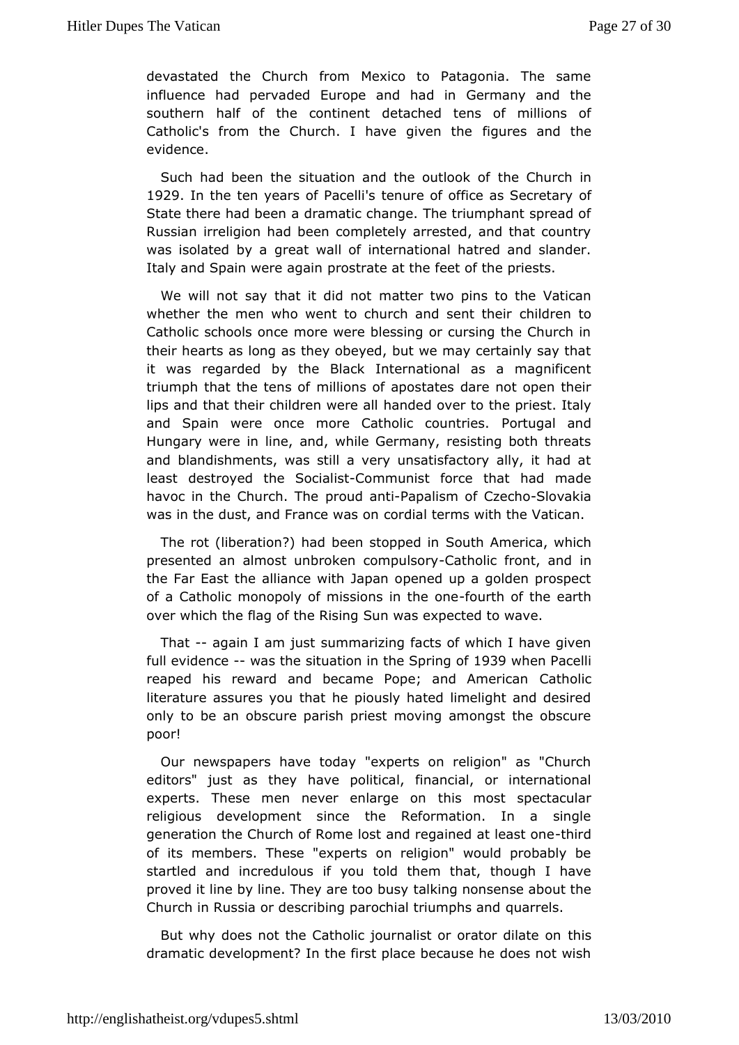devastated the Church from Mexico to Patagonia. The same influence had pervaded Europe and had in Germany and the southern half of the continent detached tens of millions of Catholic's from the Church. I have given the figures and the evidence.

Such had been the situation and the outlook of the Church in 1929. In the ten years of Pacelli's tenure of office as Secretary of State there had been a dramatic change. The triumphant spread of Russian irreligion had been completely arrested, and that country was isolated by a great wall of international hatred and slander. Italy and Spain were again prostrate at the feet of the priests.

We will not say that it did not matter two pins to the Vatican whether the men who went to church and sent their children to Catholic schools once more were blessing or cursing the Church in their hearts as long as they obeyed, but we may certainly say that it was regarded by the Black International as a magnificent triumph that the tens of millions of apostates dare not open their lips and that their children were all handed over to the priest. Italy and Spain were once more Catholic countries. Portugal and Hungary were in line, and, while Germany, resisting both threats and blandishments, was still a very unsatisfactory ally, it had at least destroyed the Socialist-Communist force that had made havoc in the Church. The proud anti-Papalism of Czecho-Slovakia was in the dust, and France was on cordial terms with the Vatican.

The rot (liberation?) had been stopped in South America, which presented an almost unbroken compulsory-Catholic front, and in the Far East the alliance with Japan opened up a golden prospect of a Catholic monopoly of missions in the one-fourth of the earth over which the flag of the Rising Sun was expected to wave.

That -- again I am just summarizing facts of which I have given full evidence -- was the situation in the Spring of 1939 when Pacelli reaped his reward and became Pope; and American Catholic literature assures you that he piously hated limelight and desired only to be an obscure parish priest moving amongst the obscure poor!

Our newspapers have today "experts on religion" as "Church editors" just as they have political, financial, or international experts. These men never enlarge on this most spectacular religious development since the Reformation. In a single generation the Church of Rome lost and regained at least one-third of its members. These "experts on religion" would probably be startled and incredulous if you told them that, though I have proved it line by line. They are too busy talking nonsense about the Church in Russia or describing parochial triumphs and quarrels.

But why does not the Catholic journalist or orator dilate on this dramatic development? In the first place because he does not wish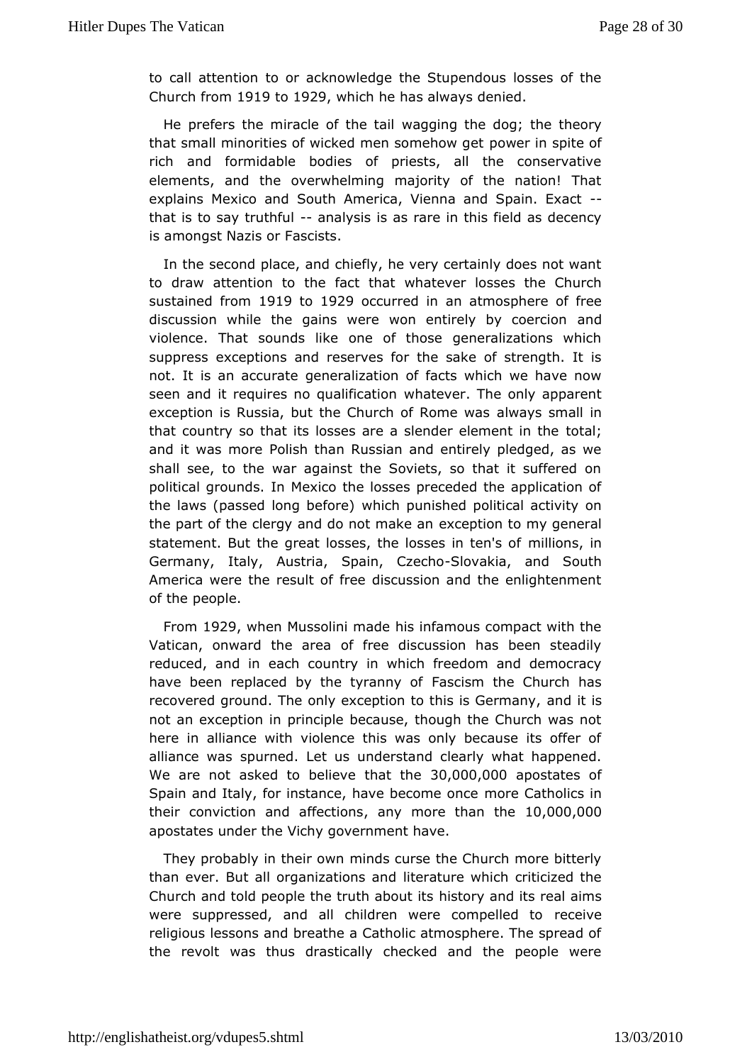to call attention to or acknowledge the Stupendous losses of the Church from 1919 to 1929, which he has always denied.

He prefers the miracle of the tail wagging the dog; the theory that small minorities of wicked men somehow get power in spite of rich and formidable bodies of priests, all the conservative elements, and the overwhelming majority of the nation! That explains Mexico and South America, Vienna and Spain. Exact -- that is to say truthful -- analysis is as rare in this field as decency is amongst Nazis or Fascists.

In the second place, and chiefly, he very certainly does not want to draw attention to the fact that whatever losses the Church sustained from 1919 to 1929 occurred in an atmosphere of free discussion while the gains were won entirely by coercion and violence. That sounds like one of those generalizations which suppress exceptions and reserves for the sake of strength. It is not. It is an accurate generalization of facts which we have now seen and it requires no qualification whatever. The only apparent exception is Russia, but the Church of Rome was always small in that country so that its losses are a slender element in the total; and it was more Polish than Russian and entirely pledged, as we shall see, to the war against the Soviets, so that it suffered on political grounds. In Mexico the losses preceded the application of the laws (passed long before) which punished political activity on the part of the clergy and do not make an exception to my general statement. But the great losses, the losses in ten's of millions, in Germany, Italy, Austria, Spain, Czecho-Slovakia, and South America were the result of free discussion and the enlightenment of the people.

From 1929, when Mussolini made his infamous compact with the Vatican, onward the area of free discussion has been steadily reduced, and in each country in which freedom and democracy have been replaced by the tyranny of Fascism the Church has recovered ground. The only exception to this is Germany, and it is not an exception in principle because, though the Church was not here in alliance with violence this was only because its offer of alliance was spurned. Let us understand clearly what happened. We are not asked to believe that the 30,000,000 apostates of Spain and Italy, for instance, have become once more Catholics in their conviction and affections, any more than the 10,000,000 apostates under the Vichy government have.

They probably in their own minds curse the Church more bitterly than ever. But all organizations and literature which criticized the Church and told people the truth about its history and its real aims were suppressed, and all children were compelled to receive religious lessons and breathe a Catholic atmosphere. The spread of the revolt was thus drastically checked and the people were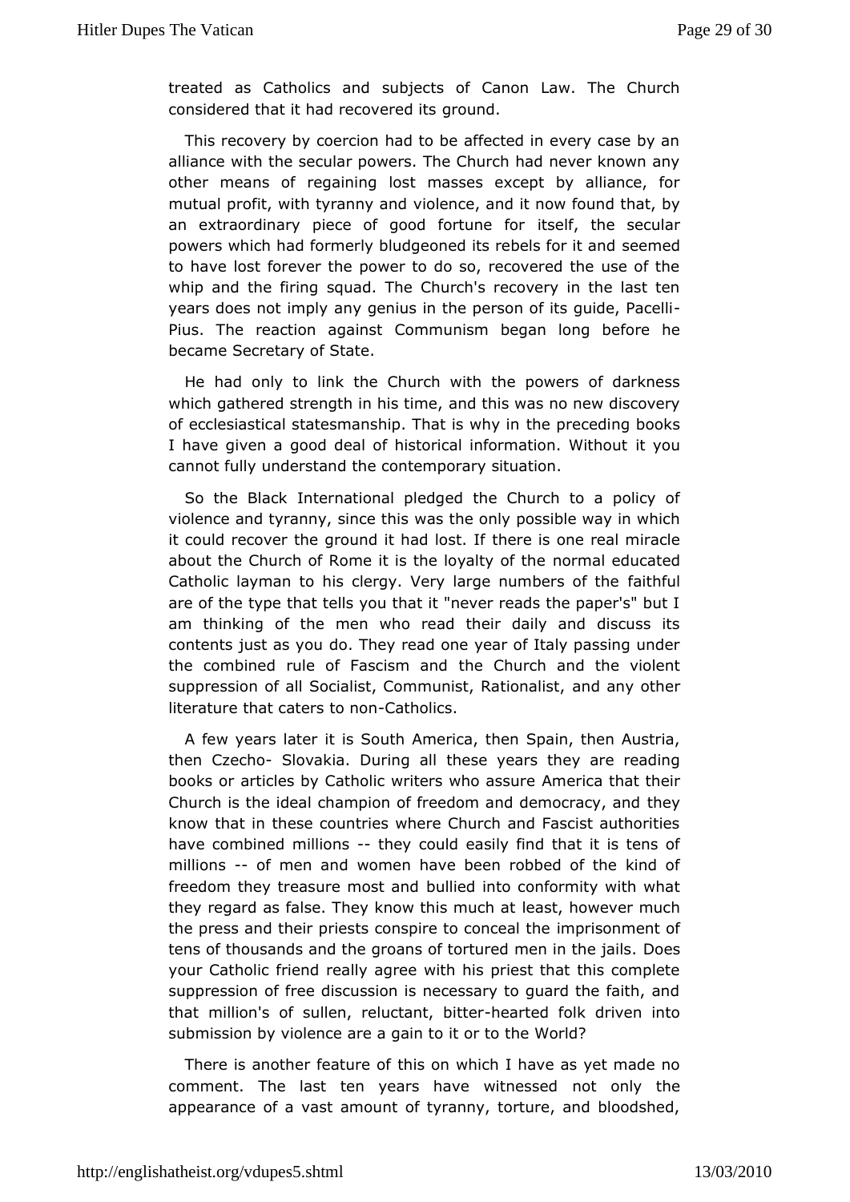treated as Catholics and subjects of Canon Law. The Church considered that it had recovered its ground.

This recovery by coercion had to be affected in every case by an alliance with the secular powers. The Church had never known any other means of regaining lost masses except by alliance, for mutual profit, with tyranny and violence, and it now found that, by an extraordinary piece of good fortune for itself, the secular powers which had formerly bludgeoned its rebels for it and seemed to have lost forever the power to do so, recovered the use of the whip and the firing squad. The Church's recovery in the last ten years does not imply any genius in the person of its guide, Pacelli-Pius. The reaction against Communism began long before he became Secretary of State.

He had only to link the Church with the powers of darkness which gathered strength in his time, and this was no new discovery of ecclesiastical statesmanship. That is why in the preceding books I have given a good deal of historical information. Without it you cannot fully understand the contemporary situation.

So the Black International pledged the Church to a policy of violence and tyranny, since this was the only possible way in which it could recover the ground it had lost. If there is one real miracle about the Church of Rome it is the loyalty of the normal educated Catholic layman to his clergy. Very large numbers of the faithful are of the type that tells you that it "never reads the paper's" but I am thinking of the men who read their daily and discuss its contents just as you do. They read one year of Italy passing under the combined rule of Fascism and the Church and the violent suppression of all Socialist, Communist, Rationalist, and any other literature that caters to non-Catholics.

A few years later it is South America, then Spain, then Austria, then Czecho- Slovakia. During all these years they are reading books or articles by Catholic writers who assure America that their Church is the ideal champion of freedom and democracy, and they know that in these countries where Church and Fascist authorities have combined millions -- they could easily find that it is tens of millions -- of men and women have been robbed of the kind of freedom they treasure most and bullied into conformity with what they regard as false. They know this much at least, however much the press and their priests conspire to conceal the imprisonment of tens of thousands and the groans of tortured men in the jails. Does your Catholic friend really agree with his priest that this complete suppression of free discussion is necessary to guard the faith, and that million's of sullen, reluctant, bitter-hearted folk driven into submission by violence are a gain to it or to the World?

There is another feature of this on which I have as yet made no comment. The last ten years have witnessed not only the appearance of a vast amount of tyranny, torture, and bloodshed,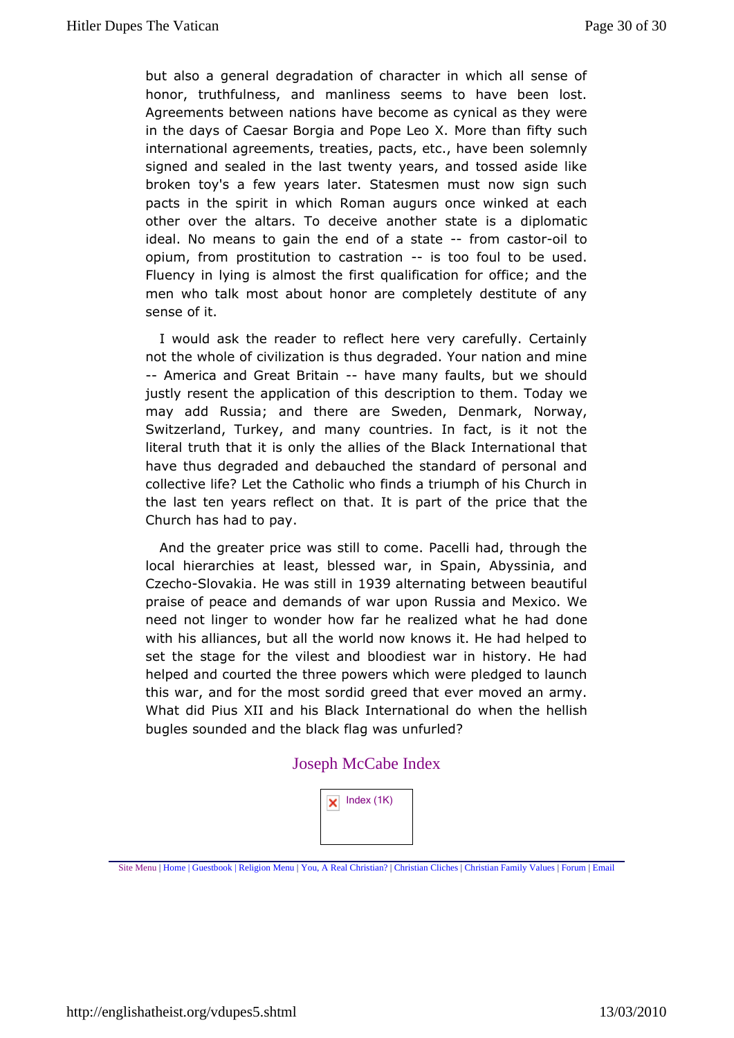but also a general degradation of character in which all sense of honor, truthfulness, and manliness seems to have been lost. Agreements between nations have become as cynical as they were in the days of Caesar Borgia and Pope Leo X. More than fifty such international agreements, treaties, pacts, etc., have been solemnly signed and sealed in the last twenty years, and tossed aside like broken toy's a few years later. Statesmen must now sign such pacts in the spirit in which Roman augurs once winked at each other over the altars. To deceive another state is a diplomatic ideal. No means to gain the end of a state -- from castor-oil to opium, from prostitution to castration -- is too foul to be used. Fluency in lying is almost the first qualification for office; and the men who talk most about honor are completely destitute of any sense of it.

I would ask the reader to reflect here very carefully. Certainly not the whole of civilization is thus degraded. Your nation and mine -- America and Great Britain -- have many faults, but we should justly resent the application of this description to them. Today we may add Russia; and there are Sweden, Denmark, Norway, Switzerland, Turkey, and many countries. In fact, is it not the literal truth that it is only the allies of the Black International that have thus degraded and debauched the standard of personal and collective life? Let the Catholic who finds a triumph of his Church in the last ten years reflect on that. It is part of the price that the Church has had to pay.

And the greater price was still to come. Pacelli had, through the local hierarchies at least, blessed war, in Spain, Abyssinia, and Czecho-Slovakia. He was still in 1939 alternating between beautiful praise of peace and demands of war upon Russia and Mexico. We need not linger to wonder how far he realized what he had done with his alliances, but all the world now knows it. He had helped to set the stage for the vilest and bloodiest war in history. He had helped and courted the three powers which were pledged to launch this war, and for the most sordid greed that ever moved an army. What did Pius XII and his Black International do when the hellish bugles sounded and the black flag was unfurled?

Joseph McCabe Index

Index (1K)

Site Menu | Home | Guestbook | Religion Menu | You, A Real Christian? | Christian Cliches | Christian Family Values | Forum | Email